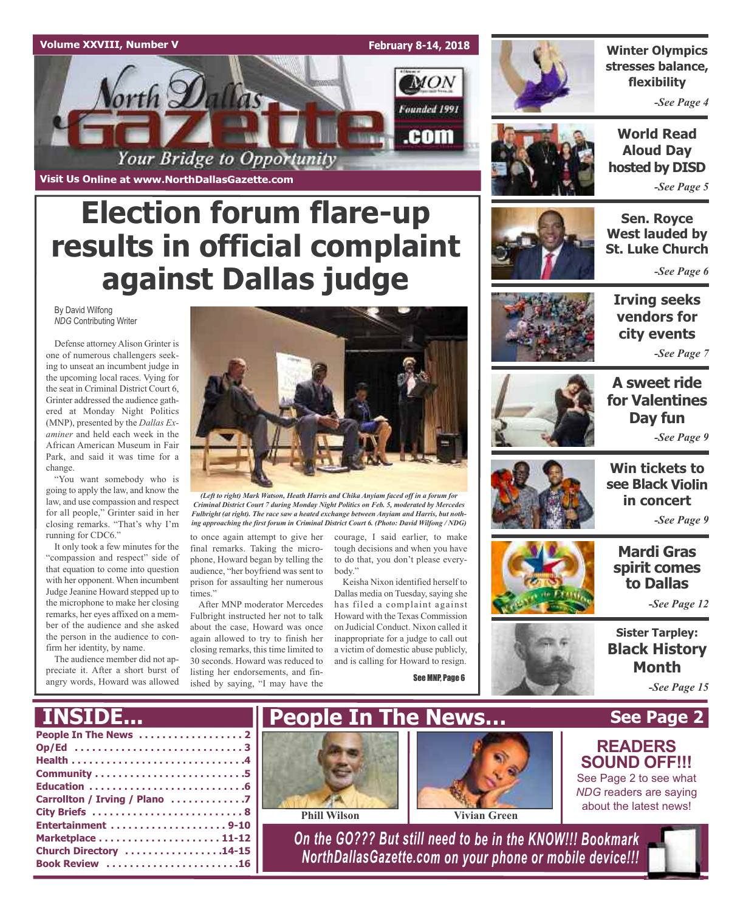Volume XXVIII, Number V | February 8-14, 2018

# North Dallas Gazette

Your Bridge to Opportunity

Visit Us Online at www.NorthDallasGazette.com

# Election forum flare-up results in official complaint against Dallas judge

By David Wilfong
*NDG* Contributing Writer

Defense attorney Alison Grinter is one of numerous challengers seeking to unseat an incumbent judge in the upcoming local races. Vying for the seat in Criminal District Court 6, Grinter addressed the audience gathered at Monday Night Politics (MNP), presented by the *Dallas Examiner* and held each week in the African American Museum in Fair Park, and said it was time for a change.

"You want somebody who is going to apply the law, and know the law, and use compassion and respect for all people," Grinter said in her closing remarks. "That's why I'm running for CDC6."

It only took a few minutes for the "compassion and respect" side of that equation to come into question with her opponent. When incumbent Judge Jeanine Howard stepped up to the microphone to make her closing remarks, her eyes affixed on a member of the audience and she asked the person in the audience to confirm her identity, by name.

The audience member did not appreciate it. After a short burst of angry words, Howard was allowed to once again attempt to give her final remarks. Taking the microphone, Howard began by telling the audience, "her boyfriend was sent to prison for assaulting her numerous times."

After MNP moderator Mercedes Fulbright instructed her not to talk about the case, Howard was once again allowed to try to finish her closing remarks, this time limited to 30 seconds. Howard was reduced to listing her endorsements, and finished by saying, "I may have the courage, I said earlier, to make tough decisions and when you have to do that, you don't please everybody."

Keisha Nixon identified herself to Dallas media on Tuesday, saying she has filed a complaint against Howard with the Texas Commission on Judicial Conduct. Nixon called it inappropriate for a judge to call out a victim of domestic abuse publicly, and is calling for Howard to resign.

*(Left to right) Mark Watson, Heath Harris and Chika Anyiam faced off in a forum for Criminal District Court 7 during Monday Night Politics on Feb. 5, moderated by Mercedes Fulbright (at right). The race saw a heated exchange between Anyiam and Harris, but nothing approaching the first forum in Criminal District Court 6. (Photo: David Wilfong / NDG)*

See MNP, Page 6

## Winter Olympics stresses balance, flexibility
*-See Page 4*

## World Read Aloud Day hosted by DISD
*-See Page 5*

## Sen. Royce West lauded by St. Luke Church
*-See Page 6*

## Irving seeks vendors for city events
*-See Page 7*

## A sweet ride for Valentines Day fun
*-See Page 9*

## Win tickets to see Black Violin in concert
*-See Page 9*

## Mardi Gras spirit comes to Dallas
*-See Page 12*

## Sister Tarpley: Black History Month
*-See Page 15*

## INSIDE...

- People In The News . . . . 2
- Op/Ed . . . . 3
- Health . . . . 4
- Community . . . . 5
- Education . . . . 6
- Carrollton / Irving / Plano . . . . 7
- City Briefs . . . . 8
- Entertainment . . . . 9-10
- Marketplace . . . . 11-12
- Church Directory . . . . 14-15
- Book Review . . . . 16

## People In The News... See Page 2

Phill Wilson | Vivian Green

## READERS SOUND OFF!!!

See Page 2 to see what *NDG* readers are saying about the latest news!

On the GO??? But still need to be in the KNOW!!! Bookmark NorthDallasGazette.com on your phone or mobile device!!!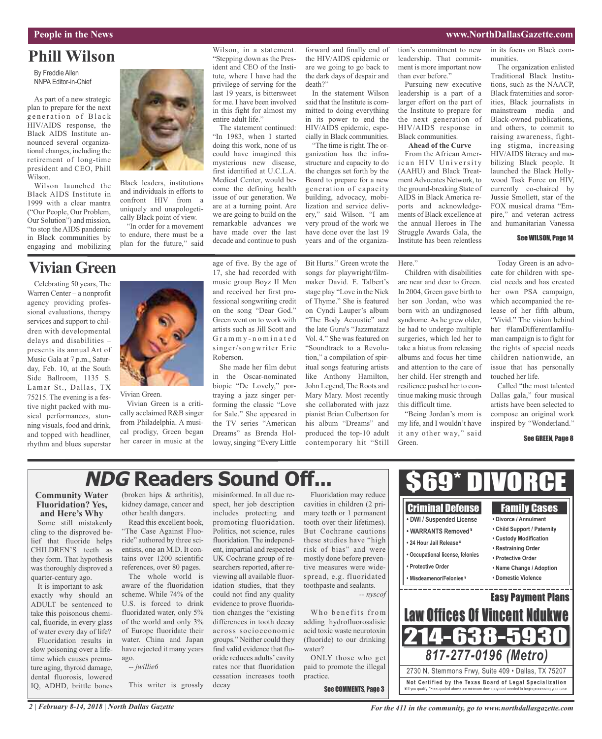# Phill Wilson

By Freddie Allen
NNPA Editor-in-Chief

As part of a new strategic plan to prepare for the next generation of Black HIV/AIDS response, the Black AIDS Institute announced several organizational changes, including the retirement of long-time president and CEO, Phill Wilson.

Wilson launched the Black AIDS Institute in 1999 with a clear mantra ("Our People, Our Problem, Our Solution") and mission, "to stop the AIDS pandemic in Black communities by engaging and mobilizing Black leaders, institutions and individuals in efforts to confront HIV from a uniquely and unapologetically Black point of view.

"In order for a movement to endure, there must be a plan for the future," said Wilson, in a statement. "Stepping down as the President and CEO of the Institute, where I have had the privilege of serving for the last 19 years, is bittersweet for me. I have been involved in this fight for almost my entire adult life."

The statement continued: "In 1983, when I started doing this work, none of us could have imagined this mysterious new disease, first identified at U.C.L.A. Medical Center, would become the defining health issue of our generation. We are at a turning point. Are we are going to build on the remarkable advances we have made over the last decade and continue to push forward and finally end of the HIV/AIDS epidemic or are we going to go back to the dark days of despair and death?"

In the statement Wilson said that the Institute is committed to doing everything in its power to end the HIV/AIDS epidemic, especially in Black communities.

"The time is right. The organization has the infrastructure and capacity to do the changes set forth by the Board to prepare for a new generation of capacity building, advocacy, mobilization and service delivery," said Wilson. "I am very proud of the work we have done over the last 19 years and of the organization's commitment to new leadership. That commitment is more important now than ever before."

Pursuing new executive leadership is a part of a larger effort on the part of the Institute to prepare for the next generation of HIV/AIDS response in Black communities.

**Ahead of the Curve**

From the African American HIV University (AAHU) and Black Treatment Advocates Network, to the ground-breaking State of AIDS in Black America reports and acknowledgements of Black excellence at the annual Heroes in The Struggle Awards Gala, the Institute has been relentless in its focus on Black communities.

The organization enlisted Traditional Black Institutions, such as the NAACP, Black fraternities and sororities, Black journalists in mainstream media and Black-owned publications, and others, to commit to raising awareness, fighting stigma, increasing HIV/AIDS literacy and mobilizing Black people. It launched the Black Hollywood Task Force on HIV, currently co-chaired by Jussie Smollett, star of the FOX musical drama "Empire," and veteran actress and humanitarian Vanessa

**See WILSON, Page 14**

# Vivian Green

Celebrating 50 years, The Warren Center – a nonprofit agency providing professional evaluations, therapy services and support to children with developmental delays and disabilities – presents its annual Art of Music Gala at 7 p.m., Saturday, Feb. 10, at the South Side Ballroom, 1135 S. Lamar St., Dallas, TX 75215. The evening is a festive night packed with musical performances, stunning visuals, food and drink, and topped with headliner, rhythm and blues superstar Vivian Green.

Vivian Green is a critically acclaimed R&B singer from Philadelphia. A musical prodigy, Green began her career in music at the age of five. By the age of 17, she had recorded with music group Boyz II Men and received her first professional songwriting credit on the song "Dear God." Green went on to work with artists such as Jill Scott and Grammy-nominated singer/songwriter Eric Roberson.

She made her film debut in the Oscar-nominated biopic "De Lovely," portraying a jazz singer performing the classic "Love for Sale." She appeared in the TV series "American Dreams" as Brenda Holloway, singing "Every Little Bit Hurts." Green wrote the songs for playwright/filmmaker David. E. Talbert's stage play "Love in the Nick of Thyme." She is featured on Cyndi Lauper's album "The Body Acoustic" and the late Guru's "Jazzmatazz Vol. 4." She was featured on "Soundtrack to a Revolution," a compilation of spiritual songs featuring artists like Anthony Hamilton, John Legend, The Roots and Mary Mary. Most recently she collaborated with jazz pianist Brian Culbertson for his album "Dreams" and produced the top-10 adult contemporary hit "Still Here."

Children with disabilities are near and dear to Green. In 2004, Green gave birth to her son Jordan, who was born with an undiagnosed syndrome. As he grew older, he had to undergo multiple surgeries, which led her to take a hiatus from releasing albums and focus her time and attention to the care of her child. Her strength and resilience pushed her to continue making music through this difficult time.

"Being Jordan's mom is my life, and I wouldn't have it any other way," said Green.

Today Green is an advocate for children with special needs and has created her own PSA campaign, which accompanied the release of her fifth album, "Vivid." The vision behind her #IamDifferentIamHuman campaign is to fight for the rights of special needs children nationwide, an issue that has personally touched her life.

Called "the most talented Dallas gala," four musical artists have been selected to compose an original work inspired by "Wonderland."

**See GREEN, Page 8**

# *NDG* Readers Sound Off...

### Community Water Fluoridation? Yes, and Here's Why

Some still mistakenly cling to the disproved belief that fluoride helps CHILDREN'S teeth as they form. That hypothesis was thoroughly disproved a quarter-century ago.

It is important to ask — exactly why should an ADULT be sentenced to take this poisonous chemical, fluoride, in every glass of water every day of life?

Fluoridation results in slow poisoning over a lifetime which causes premature aging, thyroid damage, dental fluorosis, lowered IQ, ADHD, brittle bones (broken hips & arthritis), kidney damage, cancer and other health dangers.

Read this excellent book, "The Case Against Fluoride" authored by three scientists, one an M.D. It contains over 1200 scientific references, over 80 pages.

The whole world is aware of the fluoridation scheme. While 74% of the U.S. is forced to drink fluoridated water, only 5% of the world and only 3% of Europe fluoridate their water. China and Japan have rejected it many years ago.

*-- jwillie6*

This writer is grossly misinformed. In all due respect, her job description includes protecting and promoting fluoridation. Politics, not science, rules fluoridation. The independent, impartial and respected UK Cochrane group of researchers reported, after reviewing all available fluoridation studies, that they could not find any quality evidence to prove fluoridation changes the "existing differences in tooth decay across socioeconomic groups." Neither could they find valid evidence that fluoride reduces adults' cavity rates nor that fluoridation cessation increases tooth decay

Fluoridation may reduce cavities in children (2 primary teeth or 1 permanent tooth over their lifetimes). But Cochrane cautions these studies have "high risk of bias" and were mostly done before preventive measures were widespread, e.g. fluoridated toothpaste and sealants.

*-- nyscof*

Who benefits from adding hydrofluorosalisic acid toxic waste neurotoxin (fluoride) to our drinking water?

ONLY those who get paid to promote the illegal practice.

**See COMMENTS, Page 3**

# $69* DIVORCE

**Criminal Defense**
- DWI / Suspended License
- WARRANTS Removed ¥
- 24 Hour Jail Release ¥
- Occupational license, felonies
- Protective Order
- Misdeamenor/Felonies ¥

**Family Cases**
- Divorce / Annulment
- Child Support / Paternity
- Custody Modification
- Restraining Order
- Protective Order
- Name Change / Adoption
- Domestic Violence

**Easy Payment Plans**

**Law Offices Of Vincent Ndukwe**

**214-638-5930**

*817-277-0196 (Metro)*

2730 N. Stemmons Frwy, Suite 409 • Dallas, TX 75207

**Not Certified by the Texas Board of Legal Specialization**
¥ If you qualify. *Fees quoted above are minimum down payment needed to begin processing your case.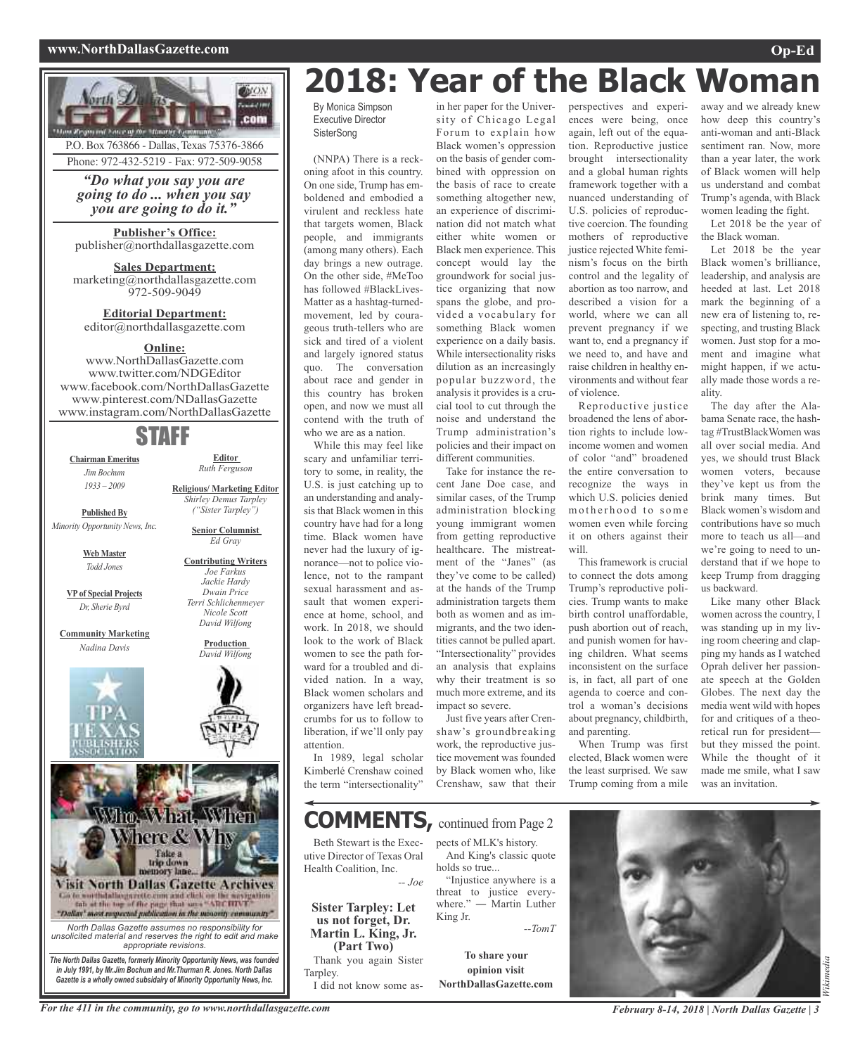P.O. Box 763866 - Dallas, Texas 75376-3866
Phone: 972-432-5219 - Fax: 972-509-9058

*"Do what you say you are going to do ... when you say you are going to do it."*

**Publisher's Office:**
publisher@northdallasgazette.com

**Sales Department:**
marketing@northdallasgazette.com
972-509-9049

**Editorial Department:**
editor@northdallasgazette.com

**Online:**
www.NorthDallasGazette.com
www.twitter.com/NDGEditor
www.facebook.com/NorthDallasGazette
www.pinterest.com/NDallasGazette
www.instagram.com/NorthDallasGazette

## STAFF

**Chairman Emeritus**
*Jim Bochum*
*1933 – 2009*

**Published By**
*Minority Opportunity News, Inc.*

**Web Master**
*Todd Jones*

**VP of Special Projects**
*Dr. Sherie Byrd*

**Community Marketing**
*Nadina Davis*

**Editor**
*Ruth Ferguson*

**Religious/ Marketing Editor**
*Shirley Demus Tarpley ("Sister Tarpley")*

**Senior Columnist**
*Ed Gray*

**Contributing Writers**
*Joe Farkus*
*Jackie Hardy*
*Dwain Price*
*Terri Schlichenmeyer*
*Nicole Scott*
*David Wilfong*

**Production**
*David Wilfong*

Who, What, When Where & Why
Take a trip down memory lane...
Visit North Dallas Gazette Archives
Go to northdallasgazette.com and click on the navigation tab at the top of the page that says "ARCHIVE"
"Dallas' most respected publication in the minority community"

*North Dallas Gazette assumes no responsibility for unsolicited material and reserves the right to edit and make appropriate revisions.*

***The North Dallas Gazette, formerly Minority Opportunity News, was founded in July 1991, by Mr.Jim Bochum and Mr.Thurman R. Jones. North Dallas Gazette is a wholly owned subsidairy of Minority Opportunity News, Inc.***

# 2018: Year of the Black Woman

By Monica Simpson
Executive Director
SisterSong

(NNPA) There is a reckoning afoot in this country. On one side, Trump has emboldened and embodied a virulent and reckless hate that targets women, Black people, and immigrants (among many others). Each day brings a new outrage. On the other side, #MeToo has followed #BlackLivesMatter as a hashtag-turned-movement, led by courageous truth-tellers who are sick and tired of a violent and largely ignored status quo. The conversation about race and gender in this country has broken open, and now we must all contend with the truth of who we are as a nation.

While this may feel like scary and unfamiliar territory to some, in reality, the U.S. is just catching up to an understanding and analysis that Black women in this country have had for a long time. Black women have never had the luxury of ignorance—not to police violence, not to the rampant sexual harassment and assault that women experience at home, school, and work. In 2018, we should look to the work of Black women to see the path forward for a troubled and divided nation. In a way, Black women scholars and organizers have left breadcrumbs for us to follow to liberation, if we'll only pay attention.

In 1989, legal scholar Kimberlé Crenshaw coined the term "intersectionality" in her paper for the University of Chicago Legal Forum to explain how Black women's oppression on the basis of gender combined with oppression on the basis of race to create something altogether new, an experience of discrimination did not match what either white women or Black men experience. This concept would lay the groundwork for social justice organizing that now spans the globe, and provided a vocabulary for something Black women experience on a daily basis. While intersectionality risks dilution as an increasingly popular buzzword, the analysis it provides is a crucial tool to cut through the noise and understand the Trump administration's policies and their impact on different communities.

Take for instance the recent Jane Doe case, and similar cases, of the Trump administration blocking young immigrant women from getting reproductive healthcare. The mistreatment of the "Janes" (as they've come to be called) at the hands of the Trump administration targets them both as women and as immigrants, and the two identities cannot be pulled apart. "Intersectionality" provides an analysis that explains why their treatment is so much more extreme, and its impact so severe.

Just five years after Crenshaw's groundbreaking work, the reproductive justice movement was founded by Black women who, like Crenshaw, saw that their perspectives and experiences were being, once again, left out of the equation. Reproductive justice brought intersectionality and a global human rights framework together with a nuanced understanding of U.S. policies of reproductive coercion. The founding mothers of reproductive justice rejected White feminism's focus on the birth control and the legality of abortion as too narrow, and described a vision for a world, where we can all prevent pregnancy if we want to, end a pregnancy if we need to, and have and raise children in healthy environments and without fear of violence.

Reproductive justice broadened the lens of abortion rights to include low-income women and women of color "and" broadened the entire conversation to recognize the ways in which U.S. policies denied motherhood to some women even while forcing it on others against their will.

This framework is crucial to connect the dots among Trump's reproductive policies. Trump wants to make birth control unaffordable, push abortion out of reach, and punish women for having children. What seems inconsistent on the surface is, in fact, all part of one agenda to coerce and control a woman's decisions about pregnancy, childbirth, and parenting.

When Trump was first elected, Black women were the least surprised. We saw Trump coming from a mile away and we already knew how deep this country's anti-woman and anti-Black sentiment ran. Now, more than a year later, the work of Black women will help us understand and combat Trump's agenda, with Black women leading the fight.

Let 2018 be the year of the Black woman.

Let 2018 be the year Black women's brilliance, leadership, and analysis are heeded at last. Let 2018 mark the beginning of a new era of listening to, respecting, and trusting Black women. Just stop for a moment and imagine what might happen, if we actually made those words a reality.

The day after the Alabama Senate race, the hashtag #TrustBlackWomen was all over social media. And yes, we should trust Black women voters, because they've kept us from the brink many times. But Black women's wisdom and contributions have so much more to teach us all—and we're going to need to understand that if we hope to keep Trump from dragging us backward.

Like many other Black women across the country, I was standing up in my living room cheering and clapping my hands as I watched Oprah deliver her passionate speech at the Golden Globes. The next day the media went wild with hopes for and critiques of a theoretical run for president—but they missed the point. While the thought of it made me smile, what I saw was an invitation.

## COMMENTS, continued from Page 2

Beth Stewart is the Executive Director of Texas Oral Health Coalition, Inc.

*-- Joe*

**Sister Tarpley: Let us not forget, Dr. Martin L. King, Jr. (Part Two)**

Thank you again Sister Tarpley.

I did not know some aspects of MLK's history.

And King's classic quote holds so true...

"Injustice anywhere is a threat to justice everywhere." — Martin Luther King Jr.

*--TomT*

**To share your opinion visit NorthDallasGazette.com**

*Wikimedia*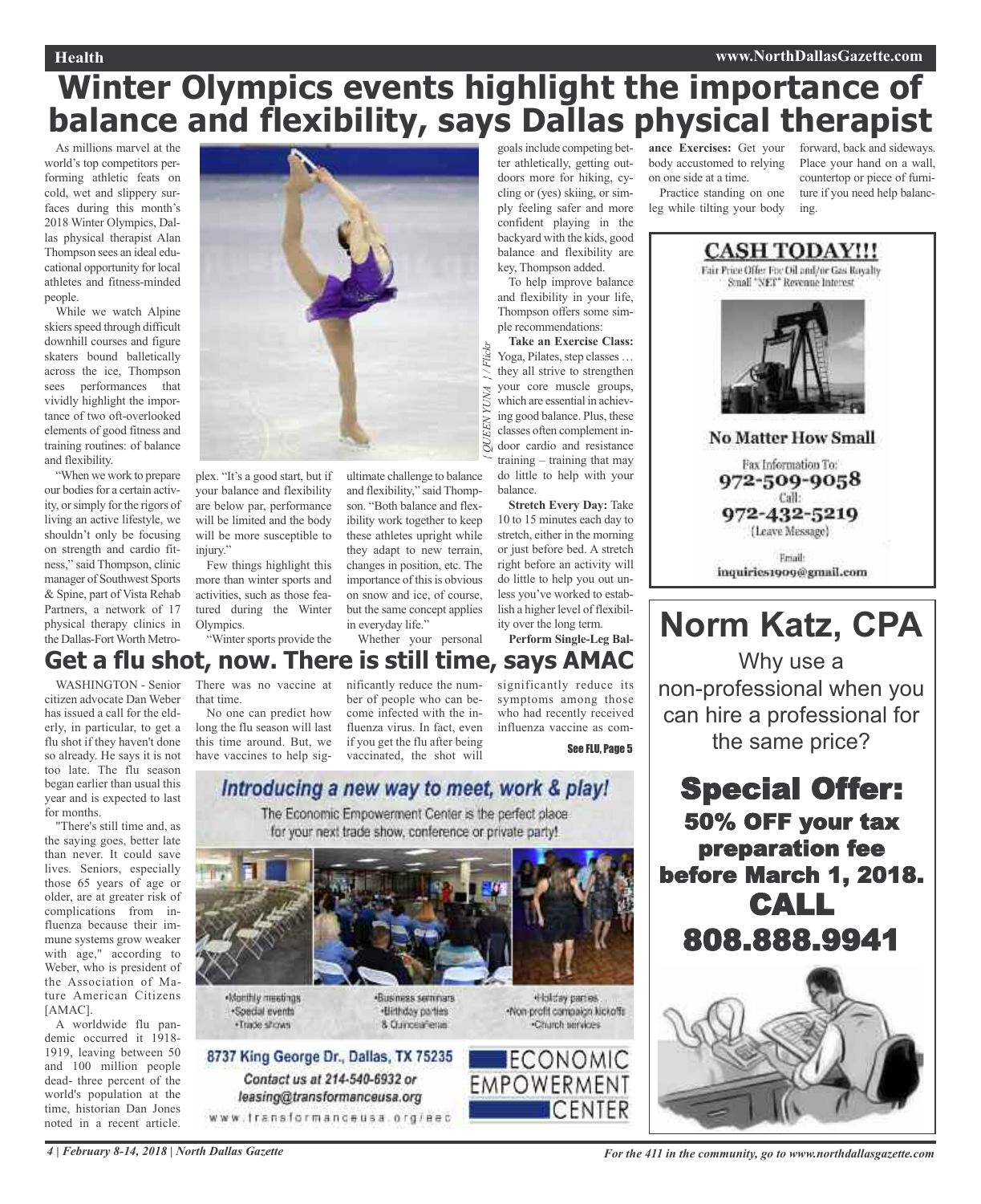# Winter Olympics events highlight the importance of balance and flexibility, says Dallas physical therapist

As millions marvel at the world's top competitors performing athletic feats on cold, wet and slippery surfaces during this month's 2018 Winter Olympics, Dallas physical therapist Alan Thompson sees an ideal educational opportunity for local athletes and fitness-minded people.

While we watch Alpine skiers speed through difficult downhill courses and figure skaters bound balletically across the ice, Thompson sees performances that vividly highlight the importance of two oft-overlooked elements of good fitness and training routines: of balance and flexibility.

"When we work to prepare our bodies for a certain activity, or simply for the rigors of living an active lifestyle, we shouldn't only be focusing on strength and cardio fitness," said Thompson, clinic manager of Southwest Sports & Spine, part of Vista Rehab Partners, a network of 17 physical therapy clinics in the Dallas-Fort Worth Metroplex. "It's a good start, but if your balance and flexibility are below par, performance will be limited and the body will be more susceptible to injury."

Few things highlight this more than winter sports and activities, such as those featured during the Winter Olympics.

"Winter sports provide the ultimate challenge to balance and flexibility," said Thompson. "Both balance and flexibility work together to keep these athletes upright while they adapt to new terrain, changes in position, etc. The importance of this is obvious on snow and ice, of course, but the same concept applies in everyday life."

Whether your personal goals include competing better athletically, getting outdoors more for hiking, cycling or (yes) skiing, or simply feeling safer and more confident playing in the backyard with the kids, good balance and flexibility are key, Thompson added.

To help improve balance and flexibility in your life, Thompson offers some simple recommendations:

**Take an Exercise Class:** Yoga, Pilates, step classes … they all strive to strengthen your core muscle groups, which are essential in achieving good balance. Plus, these classes often complement indoor cardio and resistance training – training that may do little to help with your balance.

**Stretch Every Day:** Take 10 to 15 minutes each day to stretch, either in the morning or just before bed. A stretch right before an activity will do little to help you out unless you've worked to establish a higher level of flexibility over the long term.

**Perform Single-Leg Balance Exercises:** Get your body accustomed to relying on one side at a time.

Practice standing on one leg while tilting your body forward, back and sideways. Place your hand on a wall, countertop or piece of furniture if you need help balancing.

( QUEEN YUNA ) / Flickr

# Get a flu shot, now. There is still time, says AMAC

WASHINGTON - Senior citizen advocate Dan Weber has issued a call for the elderly, in particular, to get a flu shot if they haven't done so already. He says it is not too late. The flu season began earlier than usual this year and is expected to last for months.

"There's still time and, as the saying goes, better late than never. It could save lives. Seniors, especially those 65 years of age or older, are at greater risk of complications from influenza because their immune systems grow weaker with age," according to Weber, who is president of the Association of Mature American Citizens [AMAC].

A worldwide flu pandemic occurred it 1918-1919, leaving between 50 and 100 million people dead- three percent of the world's population at the time, historian Dan Jones noted in a recent article. There was no vaccine at that time.

No one can predict how long the flu season will last this time around. But, we have vaccines to help significantly reduce the number of people who can become infected with the influenza virus. In fact, even if you get the flu after being vaccinated, the shot will significantly reduce its symptoms among those who had recently received influenza vaccine as com-

See FLU, Page 5

## Introducing a new way to meet, work & play!

The Economic Empowerment Center is the perfect place for your next trade show, conference or private party!

- Monthly meetings
- Special events
- Trade shows
- Business seminars
- Birthday parties
- & Quinceañeras
- Holiday parties
- Non profit campaign kickoffs
- Church services

8737 King George Dr., Dallas, TX 75235

*Contact us at 214-540-6932 or leasing@transformanceusa.org*

www.transformanceusa.org/eec

ECONOMIC EMPOWERMENT CENTER

## CASH TODAY!!!

Fair Price Offer For Oil and/or Gas Royalty Small "NET" Revenue Interest

**No Matter How Small**

Fax Information To: 972-509-9058

Call: 972-432-5219 (Leave Message)

Email: inquiries1909@gmail.com

## Norm Katz, CPA

Why use a non-professional when you can hire a professional for the same price?

**Special Offer: 50% OFF your tax preparation fee before March 1, 2018. CALL 808.888.9941**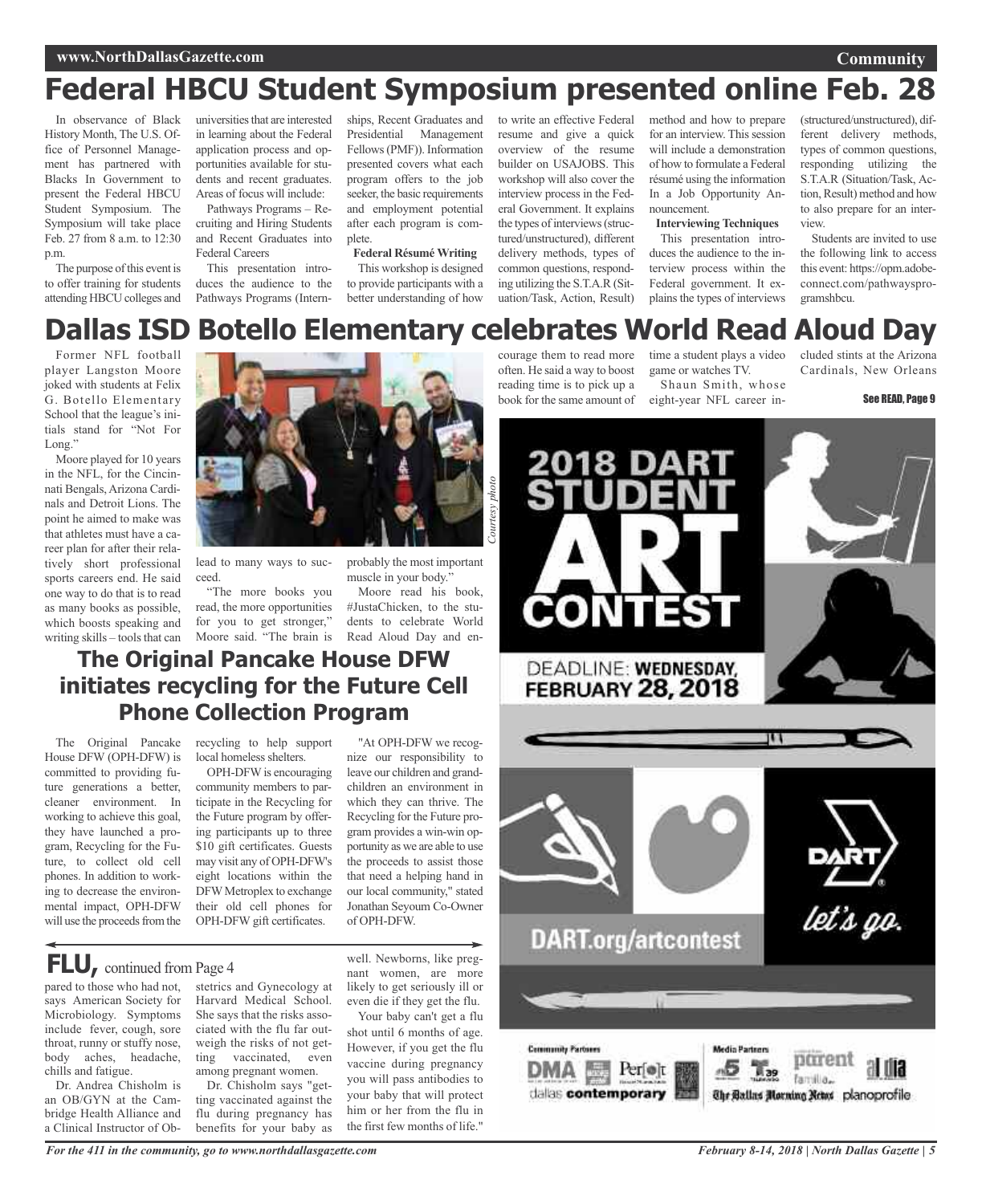# Federal HBCU Student Symposium presented online Feb. 28

In observance of Black History Month, The U.S. Office of Personnel Management has partnered with Blacks In Government to present the Federal HBCU Student Symposium. The Symposium will take place Feb. 27 from 8 a.m. to 12:30 p.m.

The purpose of this event is to offer training for students attending HBCU colleges and universities that are interested in learning about the Federal application process and opportunities available for students and recent graduates. Areas of focus will include:

Pathways Programs – Recruiting and Hiring Students and Recent Graduates into Federal Careers

This presentation introduces the audience to the Pathways Programs (Internships, Recent Graduates and Presidential Management Fellows (PMF)). Information presented covers what each program offers to the job seeker, the basic requirements and employment potential after each program is complete.

**Federal Résumé Writing**

This workshop is designed to provide participants with a better understanding of how to write an effective Federal resume and give a quick overview of the resume builder on USAJOBS. This workshop will also cover the interview process in the Federal Government. It explains the types of interviews (structured/unstructured), different delivery methods, types of common questions, responding utilizing the S.T.A.R (Situation/Task, Action, Result) method and how to prepare for an interview. This session will include a demonstration of how to formulate a Federal résumé using the information In a Job Opportunity Announcement.

**Interviewing Techniques**

This presentation introduces the audience to the interview process within the Federal government. It explains the types of interviews (structured/unstructured), different delivery methods, types of common questions, responding utilizing the S.T.A.R (Situation/Task, Action, Result) method and how to also prepare for an interview.

Students are invited to use the following link to access this event: https://opm.adobeconnect.com/pathwaysprogramshbcu.

# Dallas ISD Botello Elementary celebrates World Read Aloud Day

*Courtesy photo*

Former NFL football player Langston Moore joked with students at Felix G. Botello Elementary School that the league's initials stand for "Not For Long."

Moore played for 10 years in the NFL, for the Cincinnati Bengals, Arizona Cardinals and Detroit Lions. The point he aimed to make was that athletes must have a career plan for after their relatively short professional sports careers end. He said one way to do that is to read as many books as possible, which boosts speaking and writing skills – tools that can lead to many ways to succeed.

"The more books you read, the more opportunities for you to get stronger," Moore said. "The brain is probably the most important muscle in your body."

Moore read his book, #JustaChicken, to the students to celebrate World Read Aloud Day and encourage them to read more often. He said a way to boost reading time is to pick up a book for the same amount of time a student plays a video game or watches TV.

Shaun Smith, whose eight-year NFL career included stints at the Arizona Cardinals, New Orleans

See READ, Page 9

## The Original Pancake House DFW initiates recycling for the Future Cell Phone Collection Program

The Original Pancake House DFW (OPH-DFW) is committed to providing future generations a better, cleaner environment. In working to achieve this goal, they have launched a program, Recycling for the Future, to collect old cell phones. In addition to working to decrease the environmental impact, OPH-DFW will use the proceeds from the recycling to help support local homeless shelters.

OPH-DFW is encouraging community members to participate in the Recycling for the Future program by offering participants up to three $10 gift certificates. Guests may visit any of OPH-DFW's eight locations within the DFW Metroplex to exchange their old cell phones for OPH-DFW gift certificates.

"At OPH-DFW we recognize our responsibility to leave our children and grandchildren an environment in which they can thrive. The Recycling for the Future program provides a win-win opportunity as we are able to use the proceeds to assist those that need a helping hand in our local community," stated Jonathan Seyoum Co-Owner of OPH-DFW.

2018 DART STUDENT ART CONTEST

DEADLINE: WEDNESDAY, FEBRUARY 28, 2018

DART.org/artcontest

DART let's go.

Community Partners: DMA, Perot, dallas contemporary

Media Partners: 5, T39, parent familia, al dia, The Dallas Morning News, planoprofile

## FLU, continued from Page 4

pared to those who had not, says American Society for Microbiology. Symptoms include fever, cough, sore throat, runny or stuffy nose, body aches, headache, chills and fatigue.

Dr. Andrea Chisholm is an OB/GYN at the Cambridge Health Alliance and a Clinical Instructor of Obstetrics and Gynecology at Harvard Medical School. She says that the risks associated with the flu far outweigh the risks of not getting vaccinated, even among pregnant women.

Dr. Chisholm says "getting vaccinated against the flu during pregnancy has benefits for your baby as well. Newborns, like pregnant women, are more likely to get seriously ill or even die if they get the flu.

Your baby can't get a flu shot until 6 months of age. However, if you get the flu vaccine during pregnancy you will pass antibodies to your baby that will protect him or her from the flu in the first few months of life."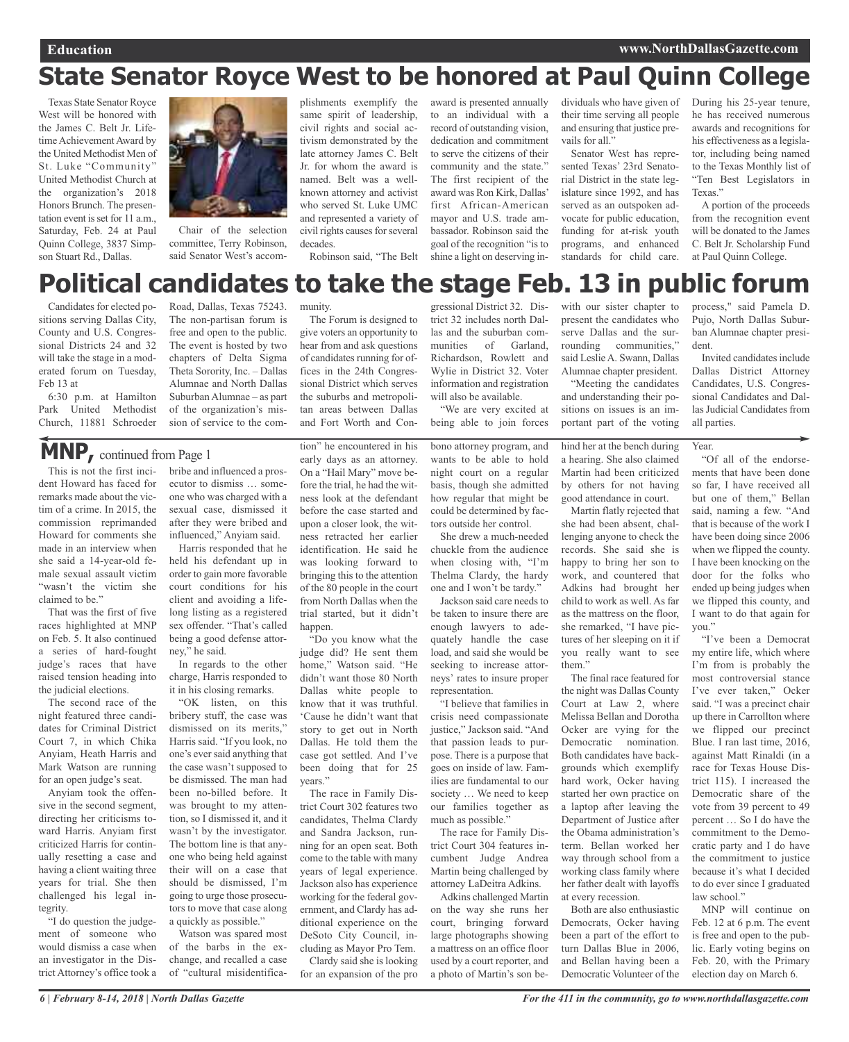# State Senator Royce West to be honored at Paul Quinn College

Texas State Senator Royce West will be honored with the James C. Belt Jr. Lifetime Achievement Award by the United Methodist Men of St. Luke "Community" United Methodist Church at the organization's 2018 Honors Brunch. The presentation event is set for 11 a.m., Saturday, Feb. 24 at Paul Quinn College, 3837 Simpson Stuart Rd., Dallas.

Chair of the selection committee, Terry Robinson, said Senator West's accomplishments exemplify the same spirit of leadership, civil rights and social activism demonstrated by the late attorney James C. Belt Jr. for whom the award is named. Belt was a well-known attorney and activist who served St. Luke UMC and represented a variety of civil rights causes for several decades.

Robinson said, "The Belt award is presented annually to an individual with a record of outstanding vision, dedication and commitment to serve the citizens of their community and the state." The first recipient of the award was Ron Kirk, Dallas' first African-American mayor and U.S. trade ambassador. Robinson said the goal of the recognition "is to shine a light on deserving individuals who have given of their time serving all people and ensuring that justice prevails for all."

Senator West has represented Texas' 23rd Senatorial District in the state legislature since 1992, and has served as an outspoken advocate for public education, funding for at-risk youth programs, and enhanced standards for child care. During his 25-year tenure, he has received numerous awards and recognitions for his effectiveness as a legislator, including being named to the Texas Monthly list of "Ten Best Legislators in Texas."

A portion of the proceeds from the recognition event will be donated to the James C. Belt Jr. Scholarship Fund at Paul Quinn College.

# Political candidates to take the stage Feb. 13 in public forum

Candidates for elected positions serving Dallas City, County and U.S. Congressional Districts 24 and 32 will take the stage in a moderated forum on Tuesday, Feb 13 at 6:30 p.m. at Hamilton Park United Methodist Church, 11881 Schroeder Road, Dallas, Texas 75243. The non-partisan forum is free and open to the public. The event is hosted by two chapters of Delta Sigma Theta Sorority, Inc. – Dallas Alumnae and North Dallas Suburban Alumnae – as part of the organization's mission of service to the community.

The Forum is designed to give voters an opportunity to hear from and ask questions of candidates running for offices in the 24th Congressional District which serves the suburbs and metropolitan areas between Dallas and Fort Worth and Congressional District 32. District 32 includes north Dallas and the suburban communities of Garland, Richardson, Rowlett and Wylie in District 32. Voter information and registration will also be available.

"We are very excited at being able to join forces with our sister chapter to present the candidates who serve Dallas and the surrounding communities," said Leslie A. Swann, Dallas Alumnae chapter president.

"Meeting the candidates and understanding their positions on issues is an important part of the voting process," said Pamela D. Pujo, North Dallas Suburban Alumnae chapter president.

Invited candidates include Dallas District Attorney Candidates, U.S. Congressional Candidates and Dallas Judicial Candidates from all parties.

## MNP, continued from Page 1

This is not the first incident Howard has faced for remarks made about the victim of a crime. In 2015, the commission reprimanded Howard for comments she made in an interview when she said a 14-year-old female sexual assault victim "wasn't the victim she claimed to be."

That was the first of five races highlighted at MNP on Feb. 5. It also continued a series of hard-fought judge's races that have raised tension heading into the judicial elections.

The second race of the night featured three candidates for Criminal District Court 7, in which Chika Anyiam, Heath Harris and Mark Watson are running for an open judge's seat.

Anyiam took the offensive in the second segment, directing her criticisms toward Harris. Anyiam first criticized Harris for continually resetting a case and having a client waiting three years for trial. She then challenged his legal integrity.

"I do question the judgement of someone who would dismiss a case when an investigator in the District Attorney's office took a bribe and influenced a prosecutor to dismiss … someone who was charged with a sexual case, dismissed it after they were bribed and influenced," Anyiam said.

Harris responded that he held his defendant up in order to gain more favorable court conditions for his client and avoiding a lifelong listing as a registered sex offender. "That's called being a good defense attorney," he said.

In regards to the other charge, Harris responded to it in his closing remarks.

"OK listen, on this bribery stuff, the case was dismissed on its merits," Harris said. "If you look, no one's ever said anything that the case wasn't supposed to be dismissed. The man had been no-billed before. It was brought to my attention, so I dismissed it, and it wasn't by the investigator. The bottom line is that anyone who being held against their will on a case that should be dismissed, I'm going to urge those prosecutors to move that case along a quickly as possible."

Watson was spared most of the barbs in the exchange, and recalled a case of "cultural misidentification" he encountered in his early days as an attorney. On a "Hail Mary" move before the trial, he had the witness look at the defendant before the case started and upon a closer look, the witness retracted her earlier identification. He said he was looking forward to bringing this to the attention of the 80 people in the court from North Dallas when the trial started, but it didn't happen.

"Do you know what the judge did? He sent them home," Watson said. "He didn't want those 80 North Dallas white people to know that it was truthful. 'Cause he didn't want that story to get out in North Dallas. He told them the case got settled. And I've been doing that for 25 years."

The race in Family District Court 302 features two candidates, Thelma Clardy and Sandra Jackson, running for an open seat. Both come to the table with many years of legal experience. Jackson also has experience working for the federal government, and Clardy has additional experience on the DeSoto City Council, including as Mayor Pro Tem.

Clardy said she is looking for an expansion of the pro bono attorney program, and wants to be able to hold night court on a regular basis, though she admitted how regular that might be could be determined by factors outside her control.

She drew a much-needed chuckle from the audience when closing with, "I'm Thelma Clardy, the hardy one and I won't be tardy."

Jackson said care needs to be taken to insure there are enough lawyers to adequately handle the case load, and said she would be seeking to increase attorneys' rates to insure proper representation.

"I believe that families in crisis need compassionate justice," Jackson said. "And that passion leads to purpose. There is a purpose that goes on inside of law. Families are fundamental to our society … We need to keep our families together as much as possible."

The race for Family District Court 304 features incumbent Judge Andrea Martin being challenged by attorney LaDeitra Adkins.

Adkins challenged Martin on the way she runs her court, bringing forward large photographs showing a mattress on an office floor used by a court reporter, and a photo of Martin's son behind her at the bench during a hearing. She also claimed Martin had been criticized by others for not having good attendance in court.

Martin flatly rejected that she had been absent, challenging anyone to check the records. She said she is happy to bring her son to work, and countered that Adkins had brought her child to work as well. As far as the mattress on the floor, she remarked, "I have pictures of her sleeping on it if you really want to see them."

The final race featured for the night was Dallas County Court at Law 2, where Melissa Bellan and Dorotha Ocker are vying for the Democratic nomination. Both candidates have backgrounds which exemplify hard work, Ocker having started her own practice on a laptop after leaving the Department of Justice after the Obama administration's term. Bellan worked her way through school from a working class family where her father dealt with layoffs at every recession.

Both are also enthusiastic Democrats, Ocker having been a part of the effort to turn Dallas Blue in 2006, and Bellan having been a Democratic Volunteer of the Year.

"Of all of the endorsements that have been done so far, I have received all but one of them," Bellan said, naming a few. "And that is because of the work I have been doing since 2006 when we flipped the county. I have been knocking on the door for the folks who ended up being judges when we flipped this county, and I want to do that again for you."

"I've been a Democrat my entire life, which where I'm from is probably the most controversial stance I've ever taken," Ocker said. "I was a precinct chair up there in Carrollton where we flipped our precinct Blue. I ran last time, 2016, against Matt Rinaldi (in a race for Texas House District 115). I increased the Democratic share of the vote from 39 percent to 49 percent … So I do have the commitment to the Democratic party and I do have the commitment to justice because it's what I decided to do ever since I graduated law school."

MNP will continue on Feb. 12 at 6 p.m. The event is free and open to the public. Early voting begins on Feb. 20, with the Primary election day on March 6.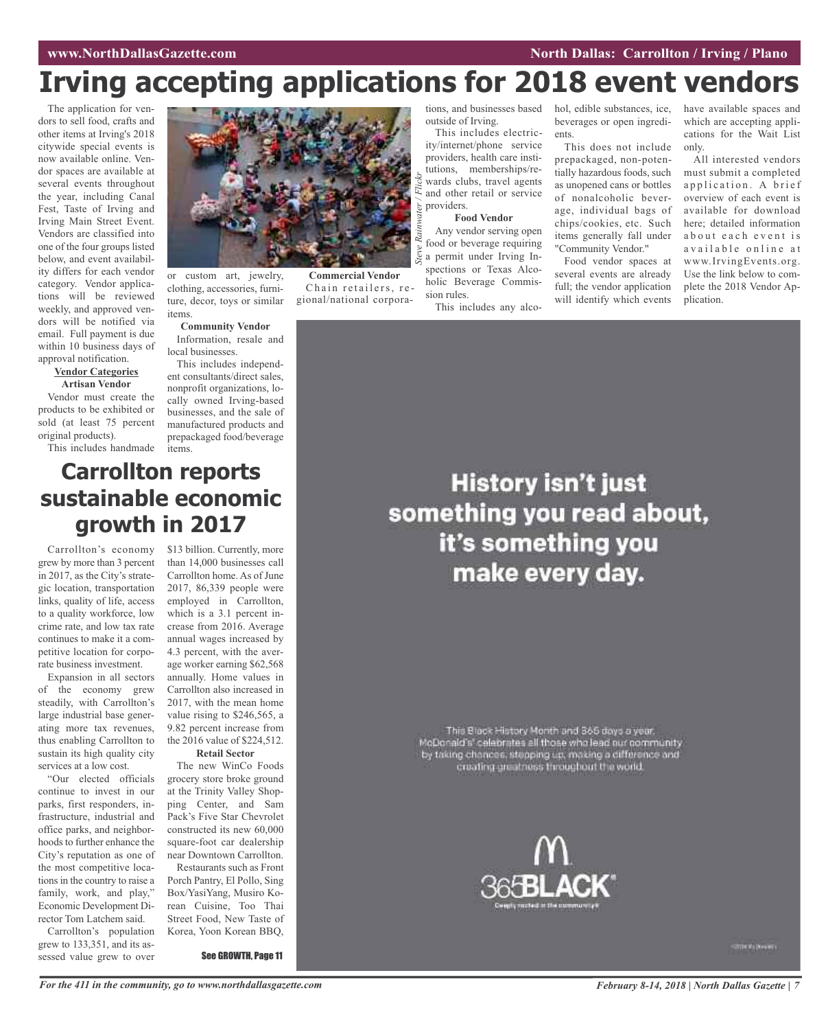# Irving accepting applications for 2018 event vendors

The application for vendors to sell food, crafts and other items at Irving's 2018 citywide special events is now available online. Vendor spaces are available at several events throughout the year, including Canal Fest, Taste of Irving and Irving Main Street Event. Vendors are classified into one of the four groups listed below, and event availability differs for each vendor category. Vendor applications will be reviewed weekly, and approved vendors will be notified via email. Full payment is due within 10 business days of approval notification.

**Vendor Categories**

**Artisan Vendor**

Vendor must create the products to be exhibited or sold (at least 75 percent original products).

This includes handmade or custom art, jewelry, clothing, accessories, furniture, decor, toys or similar items.

**Community Vendor**

Information, resale and local businesses.

This includes independent consultants/direct sales, nonprofit organizations, locally owned Irving-based businesses, and the sale of manufactured products and prepackaged food/beverage items.

**Commercial Vendor**

Chain retailers, regional/national corporations, and businesses based outside of Irving.

This includes electricity/internet/phone service providers, health care institutions, memberships/rewards clubs, travel agents and other retail or service providers.

*Steve Rainwater / Flickr*

**Food Vendor**

Any vendor serving open food or beverage requiring a permit under Irving Inspections or Texas Alcoholic Beverage Commission rules.

This includes any alcohol, edible substances, ice, beverages or open ingredients.

This does not include prepackaged, non-potentially hazardous foods, such as unopened cans or bottles of nonalcoholic beverage, individual bags of chips/cookies, etc. Such items generally fall under "Community Vendor."

Food vendor spaces at several events are already full; the vendor application will identify which events have available spaces and which are accepting applications for the Wait List only.

All interested vendors must submit a completed application. A brief overview of each event is available for download here; detailed information about each event is available online at www.IrvingEvents.org. Use the link below to complete the 2018 Vendor Application.

# Carrollton reports sustainable economic growth in 2017

Carrollton's economy grew by more than 3 percent in 2017, as the City's strategic location, transportation links, quality of life, access to a quality workforce, low crime rate, and low tax rate continues to make it a competitive location for corporate business investment.

Expansion in all sectors of the economy grew steadily, with Carrollton's large industrial base generating more tax revenues, thus enabling Carrollton to sustain its high quality city services at a low cost.

"Our elected officials continue to invest in our parks, first responders, infrastructure, industrial and office parks, and neighborhoods to further enhance the City's reputation as one of the most competitive locations in the country to raise a family, work, and play," Economic Development Director Tom Latchem said.

Carrollton's population grew to 133,351, and its assessed value grew to over $13 billion. Currently, more than 14,000 businesses call Carrollton home. As of June 2017, 86,339 people were employed in Carrollton, which is a 3.1 percent increase from 2016. Average annual wages increased by 4.3 percent, with the average worker earning $62,568 annually. Home values in Carrollton also increased in 2017, with the mean home value rising to $246,565, a 9.82 percent increase from the 2016 value of $224,512.

**Retail Sector**

The new WinCo Foods grocery store broke ground at the Trinity Valley Shopping Center, and Sam Pack's Five Star Chevrolet constructed its new 60,000 square-foot car dealership near Downtown Carrollton.

Restaurants such as Front Porch Pantry, El Pollo, Sing Box/YasiYang, Musiro Korean Cuisine, Too Thai Street Food, New Taste of Korea, Yoon Korean BBQ,

See GROWTH, Page 11

**History isn't just something you read about, it's something you make every day.**

This Black History Month and 365 days a year, McDonald's' celebrates all those who lead our community by taking chances, stepping up, making a difference and creating greatness throughout the world.

365BLACK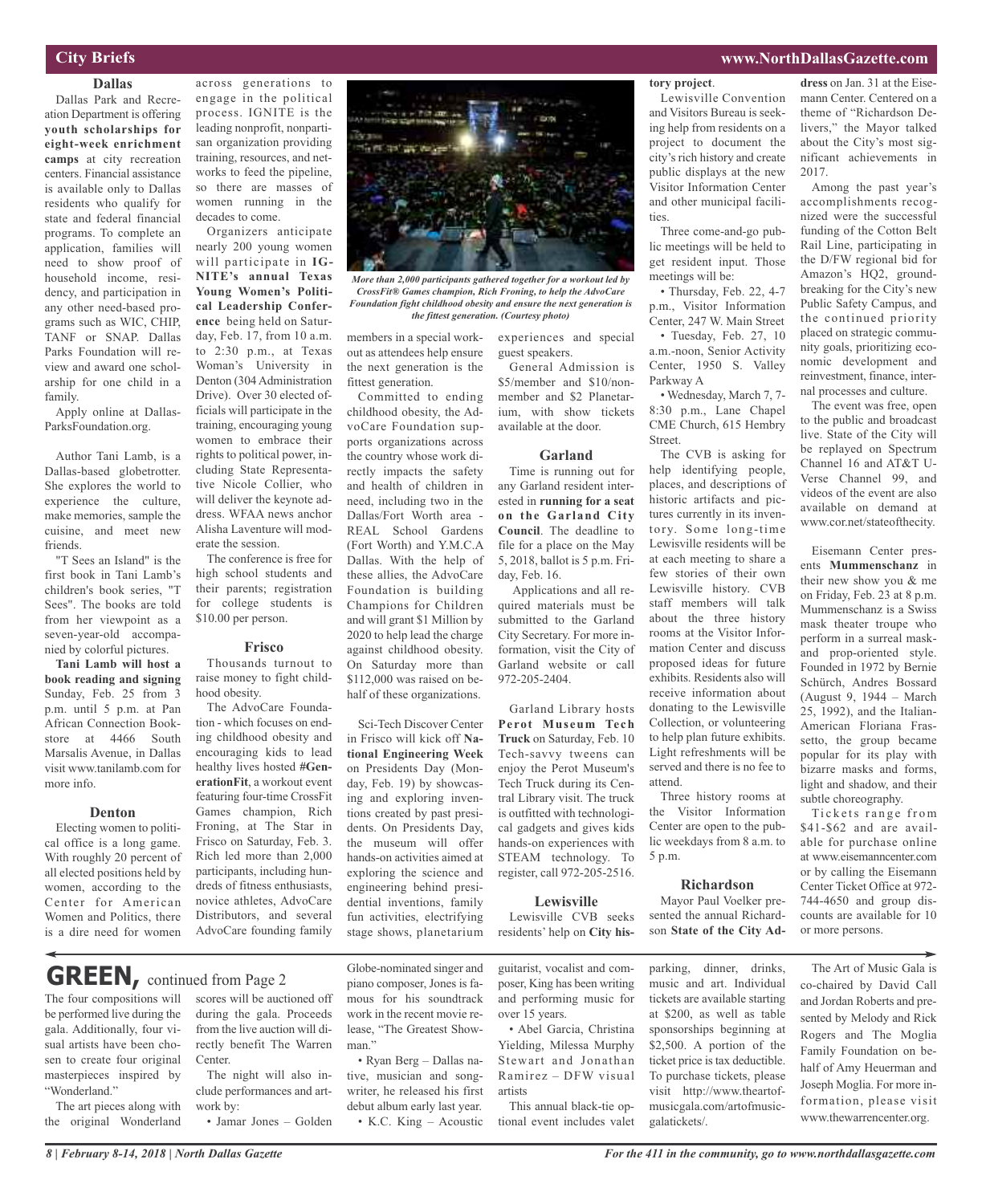## City Briefs

### Dallas

Dallas Park and Recreation Department is offering **youth scholarships for eight-week enrichment camps** at city recreation centers. Financial assistance is available only to Dallas residents who qualify for state and federal financial programs. To complete an application, families will need to show proof of household income, residency, and participation in any other need-based programs such as WIC, CHIP, TANF or SNAP. Dallas Parks Foundation will review and award one scholarship for one child in a family.

Apply online at DallasParksFoundation.org.

Author Tani Lamb, is a Dallas-based globetrotter. She explores the world to experience the culture, make memories, sample the cuisine, and meet new friends.

"T Sees an Island" is the first book in Tani Lamb's children's book series, "T Sees". The books are told from her viewpoint as a seven-year-old accompanied by colorful pictures.

**Tani Lamb will host a book reading and signing** Sunday, Feb. 25 from 3 p.m. until 5 p.m. at Pan African Connection Bookstore at 4466 South Marsalis Avenue, in Dallas visit www.tanilamb.com for more info.

### Denton

Electing women to political office is a long game. With roughly 20 percent of all elected positions held by women, according to the Center for American Women and Politics, there is a dire need for women across generations to engage in the political process. IGNITE is the leading nonprofit, nonpartisan organization providing training, resources, and networks to feed the pipeline, so there are masses of women running in the decades to come.

Organizers anticipate nearly 200 young women will participate in **IGNITE's annual Texas Young Women's Political Leadership Conference** being held on Saturday, Feb. 17, from 10 a.m. to 2:30 p.m., at Texas Woman's University in Denton (304 Administration Drive). Over 30 elected officials will participate in the training, encouraging young women to embrace their rights to political power, including State Representative Nicole Collier, who will deliver the keynote address. WFAA news anchor Alisha Laventure will moderate the session.

The conference is free for high school students and their parents; registration for college students is $10.00 per person.

### Frisco

Thousands turnout to raise money to fight childhood obesity.

The AdvoCare Foundation - which focuses on ending childhood obesity and encouraging kids to lead healthy lives hosted **#GenerationFit**, a workout event featuring four-time CrossFit Games champion, Rich Froning, at The Star in Frisco on Saturday, Feb. 3. Rich led more than 2,000 participants, including hundreds of fitness enthusiasts, novice athletes, AdvoCare Distributors, and several AdvoCare founding family members in a special workout as attendees help ensure the next generation is the fittest generation.

*More than 2,000 participants gathered together for a workout led by CrossFit® Games champion, Rich Froning, to help the AdvoCare Foundation fight childhood obesity and ensure the next generation is the fittest generation. (Courtesy photo)*

Committed to ending childhood obesity, the AdvoCare Foundation supports organizations across the country whose work directly impacts the safety and health of children in need, including two in the Dallas/Fort Worth area - REAL School Gardens (Fort Worth) and Y.M.C.A Dallas. With the help of these allies, the AdvoCare Foundation is building Champions for Children and will grant $1 Million by 2020 to help lead the charge against childhood obesity. On Saturday more than $112,000 was raised on behalf of these organizations.

Sci-Tech Discover Center in Frisco will kick off **National Engineering Week** on Presidents Day (Monday, Feb. 19) by showcasing and exploring inventions created by past presidents. On Presidents Day, the museum will offer hands-on activities aimed at exploring the science and engineering behind presidential inventions, family fun activities, electrifying stage shows, planetarium experiences and special guest speakers.

General Admission is $5/member and $10/nonmember and $2 Planetarium, with show tickets available at the door.

### Garland

Time is running out for any Garland resident interested in **running for a seat on the Garland City Council**. The deadline to file for a place on the May 5, 2018, ballot is 5 p.m. Friday, Feb. 16.

Applications and all required materials must be submitted to the Garland City Secretary. For more information, visit the City of Garland website or call 972-205-2404.

Garland Library hosts **Perot Museum Tech Truck** on Saturday, Feb. 10 Tech-savvy tweens can enjoy the Perot Museum's Tech Truck during its Central Library visit. The truck is outfitted with technological gadgets and gives kids hands-on experiences with STEAM technology. To register, call 972-205-2516.

### Lewisville

Lewisville CVB seeks residents' help on **City history project**.

Lewisville Convention and Visitors Bureau is seeking help from residents on a project to document the city's rich history and create public displays at the new Visitor Information Center and other municipal facilities.

Three come-and-go public meetings will be held to get resident input. Those meetings will be:

- Thursday, Feb. 22, 4-7 p.m., Visitor Information Center, 247 W. Main Street
- Tuesday, Feb. 27, 10 a.m.-noon, Senior Activity Center, 1950 S. Valley Parkway A
- Wednesday, March 7, 7-8:30 p.m., Lane Chapel CME Church, 615 Hembry Street.

The CVB is asking for help identifying people, places, and descriptions of historic artifacts and pictures currently in its inventory. Some long-time Lewisville residents will be at each meeting to share a few stories of their own Lewisville history. CVB staff members will talk about the three history rooms at the Visitor Information Center and discuss proposed ideas for future exhibits. Residents also will receive information about donating to the Lewisville Collection, or volunteering to help plan future exhibits. Light refreshments will be served and there is no fee to attend.

Three history rooms at the Visitor Information Center are open to the public weekdays from 8 a.m. to 5 p.m.

### Richardson

Mayor Paul Voelker presented the annual Richardson **State of the City Address** on Jan. 31 at the Eisemann Center. Centered on a theme of "Richardson Delivers," the Mayor talked about the City's most significant achievements in 2017.

Among the past year's accomplishments recognized were the successful funding of the Cotton Belt Rail Line, participating in the D/FW regional bid for Amazon's HQ2, groundbreaking for the City's new Public Safety Campus, and the continued priority placed on strategic community goals, prioritizing economic development and reinvestment, finance, internal processes and culture.

The event was free, open to the public and broadcast live. State of the City will be replayed on Spectrum Channel 16 and AT&T U-Verse Channel 99, and videos of the event are also available on demand at www.cor.net/stateofthecity.

Eisemann Center presents **Mummenschanz** in their new show you & me on Friday, Feb. 23 at 8 p.m. Mummenschanz is a Swiss mask theater troupe who perform in a surreal mask- and prop-oriented style. Founded in 1972 by Bernie Schürch, Andres Bossard (August 9, 1944 – March 25, 1992), and the Italian-American Floriana Frassetto, the group became popular for its play with bizarre masks and forms, light and shadow, and their subtle choreography.

Tickets range from $41-$62 and are available for purchase online at www.eisemanncenter.com or by calling the Eisemann Center Ticket Office at 972-744-4650 and group discounts are available for 10 or more persons.

## GREEN, continued from Page 2

The four compositions will be performed live during the gala. Additionally, four visual artists have been chosen to create four original masterpieces inspired by "Wonderland."

The art pieces along with the original Wonderland scores will be auctioned off during the gala. Proceeds from the live auction will directly benefit The Warren Center.

The night will also include performances and artwork by:

- Jamar Jones – Golden Globe-nominated singer and piano composer, Jones is famous for his soundtrack work in the recent movie release, "The Greatest Showman."
- Ryan Berg – Dallas native, musician and songwriter, he released his first debut album early last year.
- K.C. King – Acoustic guitarist, vocalist and composer, King has been writing and performing music for over 15 years.
- Abel Garcia, Christina Yielding, Milessa Murphy Stewart and Jonathan Ramirez – DFW visual artists

This annual black-tie optional event includes valet parking, dinner, drinks, music and art. Individual tickets are available starting at $200, as well as table sponsorships beginning at $2,500. A portion of the ticket price is tax deductible. To purchase tickets, please visit http://www.theartofmusicgala.com/artofmusicgalatickets/.

The Art of Music Gala is co-chaired by David Call and Jordan Roberts and presented by Melody and Rick Rogers and The Moglia Family Foundation on behalf of Amy Heuerman and Joseph Moglia. For more information, please visit www.thewarrencenter.org.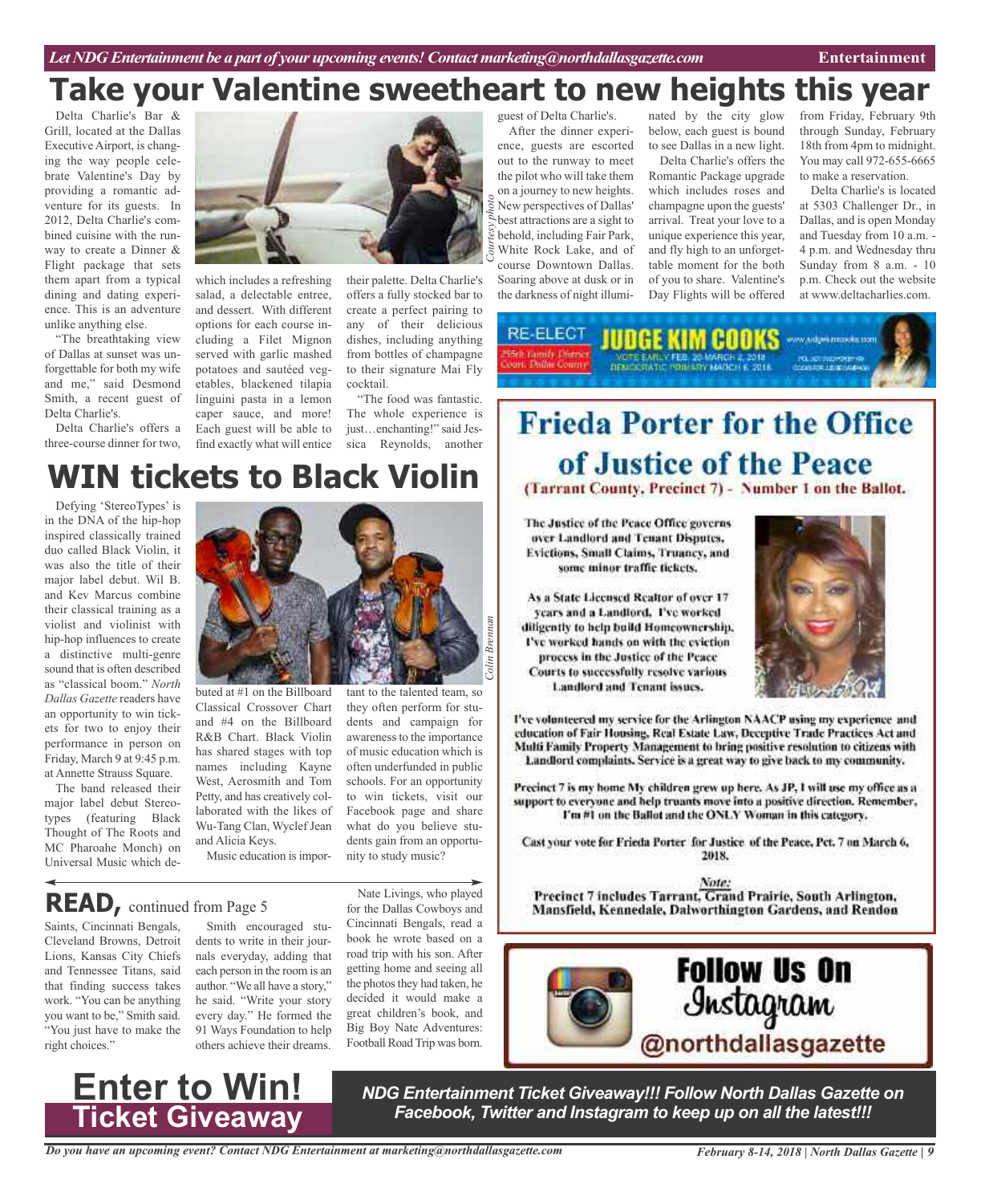# Take your Valentine sweetheart to new heights this year

Delta Charlie's Bar & Grill, located at the Dallas Executive Airport, is changing the way people celebrate Valentine's Day by providing a romantic adventure for its guests. In 2012, Delta Charlie's combined cuisine with the runway to create a Dinner & Flight package that sets them apart from a typical dining and dating experience. This is an adventure unlike anything else.

"The breathtaking view of Dallas at sunset was unforgettable for both my wife and me," said Desmond Smith, a recent guest of Delta Charlie's.

Delta Charlie's offers a three-course dinner for two, which includes a refreshing salad, a delectable entree, and dessert. With different options for each course including a Filet Mignon served with garlic mashed potatoes and sautéed vegetables, blackened tilapia linguini pasta in a lemon caper sauce, and more! Each guest will be able to find exactly what will entice their palette. Delta Charlie's offers a fully stocked bar to create a perfect pairing to any of their delicious dishes, including anything from bottles of champagne to their signature Mai Fly cocktail.

"The food was fantastic. The whole experience is just…enchanting!" said Jessica Reynolds, another guest of Delta Charlie's.

After the dinner experience, guests are escorted out to the runway to meet the pilot who will take them on a journey to new heights. New perspectives of Dallas' best attractions are a sight to behold, including Fair Park, White Rock Lake, and of course Downtown Dallas. Soaring above at dusk or in the darkness of night illuminated by the city glow below, each guest is bound to see Dallas in a new light.

Delta Charlie's offers the Romantic Package upgrade which includes roses and champagne upon the guests' arrival. Treat your love to a unique experience this year, and fly high to an unforgettable moment for the both of you to share. Valentine's Day Flights will be offered from Friday, February 9th through Sunday, February 18th from 4pm to midnight. You may call 972-655-6665 to make a reservation.

Delta Charlie's is located at 5303 Challenger Dr., in Dallas, and is open Monday and Tuesday from 10 a.m. - 4 p.m. and Wednesday thru Sunday from 8 a.m. - 10 p.m. Check out the website at www.deltacharlies.com.

*Courtesy photo*

# WIN tickets to Black Violin

Defying 'StereoTypes' is in the DNA of the hip-hop inspired classically trained duo called Black Violin, it was also the title of their major label debut. Wil B. and Kev Marcus combine their classical training as a violist and violinist with hip-hop influences to create a distinctive multi-genre sound that is often described as "classical boom." *North Dallas Gazette* readers have an opportunity to win tickets for two to enjoy their performance in person on Friday, March 9 at 9:45 p.m. at Annette Strauss Square.

The band released their major label debut Stereotypes (featuring Black Thought of The Roots and MC Pharoahe Monch) on Universal Music which debuted at #1 on the Billboard Classical Crossover Chart and #4 on the Billboard R&B Chart. Black Violin has shared stages with top names including Kayne West, Aerosmith and Tom Petty, and has creatively collaborated with the likes of Wu-Tang Clan, Wyclef Jean and Alicia Keys.

Music education is important to the talented team, so they often perform for students and campaign for awareness to the importance of music education which is often underfunded in public schools. For an opportunity to win tickets, visit our Facebook page and share what do you believe students gain from an opportunity to study music?

*Colin Brennan*

## READ, continued from Page 5

Saints, Cincinnati Bengals, Cleveland Browns, Detroit Lions, Kansas City Chiefs and Tennessee Titans, said that finding success takes work. "You can be anything you want to be," Smith said. "You just have to make the right choices."

Smith encouraged students to write in their journals everyday, adding that each person in the room is an author. "We all have a story," he said. "Write your story every day." He formed the 91 Ways Foundation to help others achieve their dreams.

Nate Livings, who played for the Dallas Cowboys and Cincinnati Bengals, read a book he wrote based on a road trip with his son. After getting home and seeing all the photos they had taken, he decided it would make a great children's book, and Big Boy Nate Adventures: Football Road Trip was born.

RE-ELECT JUDGE KIM COOKS — 255th Family District Court, Dallas County — VOTE EARLY FEB. 20-MARCH 2, 2018 — DEMOCRATIC PRIMARY MARCH 6, 2018

## Frieda Porter for the Office of Justice of the Peace

**(Tarrant County, Precinct 7) - Number 1 on the Ballot.**

The Justice of the Peace Office governs over Landlord and Tenant Disputes, Evictions, Small Claims, Truancy, and some minor traffic tickets.

As a State Licensed Realtor of over 17 years and a Landlord, I've worked diligently to help build Homeownership. I've worked hands on with the eviction process in the Justice of the Peace Courts to successfully resolve various Landlord and Tenant issues.

I've volunteered my service for the Arlington NAACP using my experience and education of Fair Housing, Real Estate Law, Deceptive Trade Practices Act and Multi Family Property Management to bring positive resolution to citizens with Landlord complaints. Service is a great way to give back to my community.

Precinct 7 is my home My children grew up here. As JP, I will use my office as a support to everyone and help truants move into a positive direction. Remember, I'm #1 on the Ballot and the ONLY Woman in this category.

Cast your vote for Frieda Porter for Justice of the Peace, Pct. 7 on March 6, 2018.

*Note:*
Precinct 7 includes Tarrant, Grand Prairie, South Arlington, Mansfield, Kennedale, Dalworthington Gardens, and Rendon

Follow Us On Instagram @northdallasgazette

# Enter to Win! Ticket Giveaway

*NDG Entertainment Ticket Giveaway!!! Follow North Dallas Gazette on Facebook, Twitter and Instagram to keep up on all the latest!!!*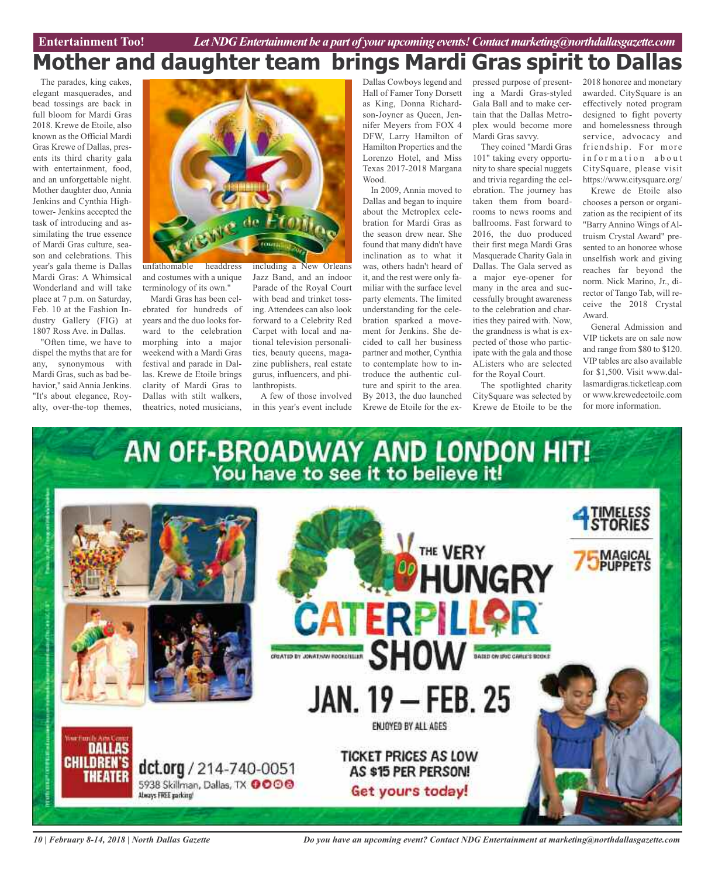**Entertainment Too!** *Let NDG Entertainment be a part of your upcoming events! Contact marketing@northdallasgazette.com*

# Mother and daughter team brings Mardi Gras spirit to Dallas

The parades, king cakes, elegant masquerades, and bead tossings are back in full bloom for Mardi Gras 2018. Krewe de Etoile, also known as the Official Mardi Gras Krewe of Dallas, presents its third charity gala with entertainment, food, and an unforgettable night. Mother daughter duo, Annia Jenkins and Cynthia Hightower- Jenkins accepted the task of introducing and assimilating the true essence of Mardi Gras culture, season and celebrations. This year's gala theme is Dallas Mardi Gras: A Whimsical Wonderland and will take place at 7 p.m. on Saturday, Feb. 10 at the Fashion Industry Gallery (FIG) at 1807 Ross Ave. in Dallas.

"Often time, we have to dispel the myths that are for any, synonymous with Mardi Gras, such as bad behavior," said Annia Jenkins. "It's about elegance, Royalty, over-the-top themes, unfathomable headdress and costumes with a unique terminology of its own."

Mardi Gras has been celebrated for hundreds of years and the duo looks forward to the celebration morphing into a major weekend with a Mardi Gras festival and parade in Dallas. Krewe de Etoile brings clarity of Mardi Gras to Dallas with stilt walkers, theatrics, noted musicians, including a New Orleans Jazz Band, and an indoor Parade of the Royal Court with bead and trinket tossing. Attendees can also look forward to a Celebrity Red Carpet with local and national television personalities, beauty queens, magazine publishers, real estate gurus, influencers, and philanthropists.

A few of those involved in this year's event include Dallas Cowboys legend and Hall of Famer Tony Dorsett as King, Donna Richardson-Joyner as Queen, Jennifer Meyers from FOX 4 DFW, Larry Hamilton of Hamilton Properties and the Lorenzo Hotel, and Miss Texas 2017-2018 Margana Wood.

In 2009, Annia moved to Dallas and began to inquire about the Metroplex celebration for Mardi Gras as the season drew near. She found that many didn't have inclination as to what it was, others hadn't heard of it, and the rest were only familiar with the surface level party elements. The limited understanding for the celebration sparked a movement for Jenkins. She decided to call her business partner and mother, Cynthia to contemplate how to introduce the authentic culture and spirit to the area. By 2013, the duo launched Krewe de Etoile for the expressed purpose of presenting a Mardi Gras-styled Gala Ball and to make certain that the Dallas Metroplex would become more Mardi Gras savvy.

They coined "Mardi Gras 101" taking every opportunity to share special nuggets and trivia regarding the celebration. The journey has taken them from boardrooms to news rooms and ballrooms. Fast forward to 2016, the duo produced their first mega Mardi Gras Masquerade Charity Gala in Dallas. The Gala served as a major eye-opener for many in the area and successfully brought awareness to the celebration and charities they paired with. Now, the grandness is what is expected of those who participate with the gala and those AListers who are selected for the Royal Court.

The spotlighted charity CitySquare was selected by Krewe de Etoile to be the 2018 honoree and monetary awarded. CitySquare is an effectively noted program designed to fight poverty and homelessness through service, advocacy and friendship. For more information about CitySquare, please visit https://www.citysquare.org/

Krewe de Etoile also chooses a person or organization as the recipient of its "Barry Annino Wings of Altruism Crystal Award" presented to an honoree whose unselfish work and giving reaches far beyond the norm. Nick Marino, Jr., director of Tango Tab, will receive the 2018 Crystal Award.

General Admission and VIP tickets are on sale now and range from $80 to $120. VIP tables are also available for $1,500. Visit www.dallasmardigras.ticketleap.com or www.kreweedeetoile.com for more information.

**AN OFF-BROADWAY AND LONDON HIT!**
You have to see it to believe it!

**THE VERY HUNGRY CATERPILLAR SHOW**

Created by Jonathan Rockefeller — Based on Eric Carle's Books

4 TIMELESS STORIES — 75 MAGICAL PUPPETS

**JAN. 19 – FEB. 25**

ENJOYED BY ALL AGES

TICKET PRICES AS LOW AS $15 PER PERSON!

Get yours today!

Your Family Arts Center — DALLAS CHILDREN'S THEATER

dct.org / 214-740-0051
5938 Skillman, Dallas, TX
Always FREE parking!

*Do you have an upcoming event? Contact NDG Entertainment at marketing@northdallasgazette.com*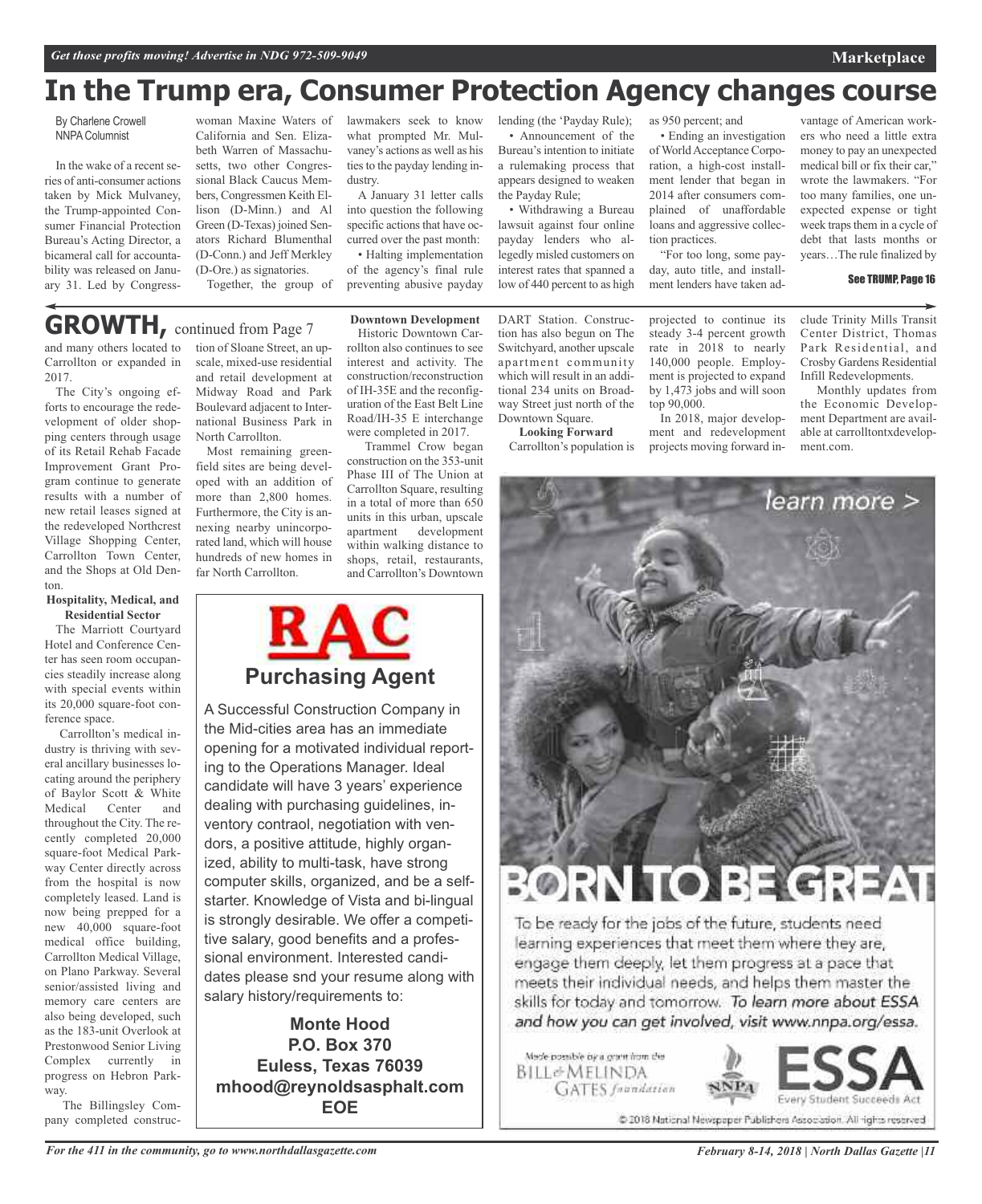# In the Trump era, Consumer Protection Agency changes course

By Charlene Crowell
NNPA Columnist

In the wake of a recent series of anti-consumer actions taken by Mick Mulvaney, the Trump-appointed Consumer Financial Protection Bureau's Acting Director, a bicameral call for accountability was released on January 31. Led by Congresswoman Maxine Waters of California and Sen. Elizabeth Warren of Massachusetts, two other Congressional Black Caucus Members, Congressmen Keith Ellison (D-Minn.) and Al Green (D-Texas) joined Senators Richard Blumenthal (D-Conn.) and Jeff Merkley (D-Ore.) as signatories.

Together, the group of lawmakers seek to know what prompted Mr. Mulvaney's actions as well as his ties to the payday lending industry.

A January 31 letter calls into question the following specific actions that have occurred over the past month:

- Halting implementation of the agency's final rule preventing abusive payday lending (the 'Payday Rule);
- Announcement of the Bureau's intention to initiate a rulemaking process that appears designed to weaken the Payday Rule;
- Withdrawing a Bureau lawsuit against four online payday lenders who allegedly misled customers on interest rates that spanned a low of 440 percent to as high as 950 percent; and
- Ending an investigation of World Acceptance Corporation, a high-cost installment lender that began in 2014 after consumers complained of unaffordable loans and aggressive collection practices.

"For too long, some payday, auto title, and installment lenders have taken advantage of American workers who need a little extra money to pay an unexpected medical bill or fix their car," wrote the lawmakers. "For too many families, one unexpected expense or tight week traps them in a cycle of debt that lasts months or years…The rule finalized by

See TRUMP, Page 16

---

## GROWTH, continued from Page 7

and many others located to Carrollton or expanded in 2017.

The City's ongoing efforts to encourage the redevelopment of older shopping centers through usage of its Retail Rehab Facade Improvement Grant Program continue to generate results with a number of new retail leases signed at the redeveloped Northcrest Village Shopping Center, Carrollton Town Center, and the Shops at Old Denton.

**Hospitality, Medical, and Residential Sector**

The Marriott Courtyard Hotel and Conference Center has seen room occupancies steadily increase along with special events within its 20,000 square-foot conference space.

Carrollton's medical industry is thriving with several ancillary businesses locating around the periphery of Baylor Scott & White Medical Center and throughout the City. The recently completed 20,000 square-foot Medical Parkway Center directly across from the hospital is now completely leased. Land is now being prepped for a new 40,000 square-foot medical office building, Carrollton Medical Village, on Plano Parkway. Several senior/assisted living and memory care centers are also being developed, such as the 183-unit Overlook at Prestonwood Senior Living Complex currently in progress on Hebron Parkway.

The Billingsley Company completed construction of Sloane Street, an upscale, mixed-use residential and retail development at Midway Road and Park Boulevard adjacent to International Business Park in North Carrollton.

Most remaining greenfield sites are being developed with an addition of more than 2,800 homes. Furthermore, the City is annexing nearby unincorporated land, which will house hundreds of new homes in far North Carrollton.

**Downtown Development**

Historic Downtown Carrollton also continues to see interest and activity. The construction/reconstruction of IH-35E and the reconfiguration of the East Belt Line Road/IH-35 E interchange were completed in 2017.

Trammel Crow began construction on the 353-unit Phase III of The Union at Carrollton Square, resulting in a total of more than 650 units in this urban, upscale apartment development within walking distance to shops, retail, restaurants, and Carrollton's Downtown DART Station. Construction has also begun on The Switchyard, another upscale apartment community which will result in an additional 234 units on Broadway Street just north of the Downtown Square.

**Looking Forward**

Carrollton's population is projected to continue its steady 3-4 percent growth rate in 2018 to nearly 140,000 people. Employment is projected to expand by 1,473 jobs and will soon top 90,000.

In 2018, major development and redevelopment projects moving forward include Trinity Mills Transit Center District, Thomas Park Residential, and Crosby Gardens Residential Infill Redevelopments.

Monthly updates from the Economic Development Department are available at carrolltontxdevelopment.com.

---

**RAC**

## Purchasing Agent

A Successful Construction Company in the Mid-cities area has an immediate opening for a motivated individual reporting to the Operations Manager. Ideal candidate will have 3 years' experience dealing with purchasing guidelines, inventory contraol, negotiation with vendors, a positive attitude, highly organized, ability to multi-task, have strong computer skills, organized, and be a self-starter. Knowledge of Vista and bi-lingual is strongly desirable. We offer a competitive salary, good benefits and a professional environment. Interested candidates please snd your resume along with salary history/requirements to:

**Monte Hood**
**P.O. Box 370**
**Euless, Texas 76039**
**mhood@reynoldsasphalt.com**
**EOE**

---

learn more >

# BORN TO BE GREAT

To be ready for the jobs of the future, students need learning experiences that meet them where they are, engage them deeply, let them progress at a pace that meets their individual needs, and helps them master the skills for today and tomorrow. *To learn more about ESSA and how you can get involved, visit www.nnpa.org/essa.*

Made possible by a grant from the BILL & MELINDA GATES foundation

NNPA

ESSA — Every Student Succeeds Act

© 2018 National Newspaper Publishers Association. All rights reserved.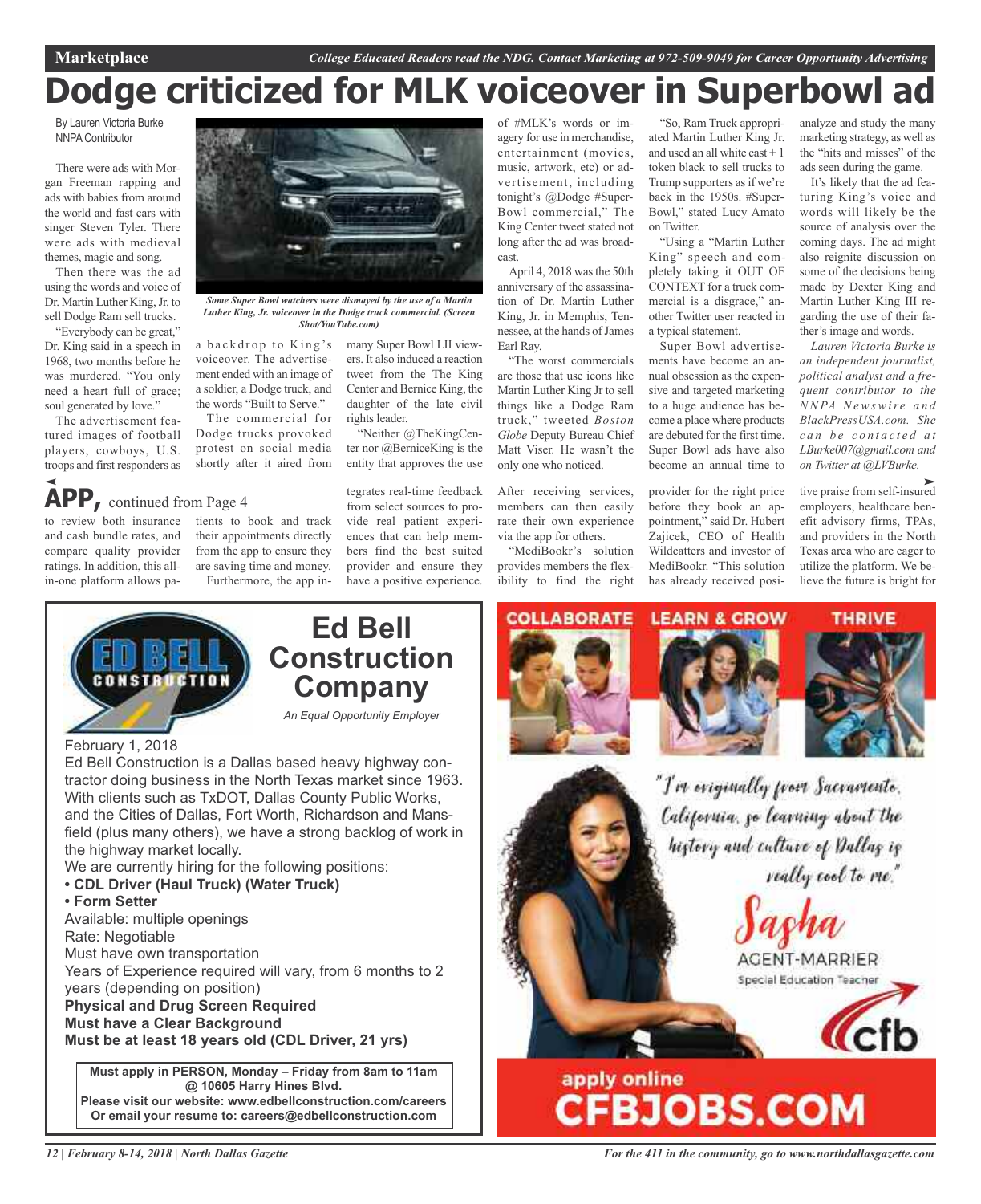# Dodge criticized for MLK voiceover in Superbowl ad

By Lauren Victoria Burke
NNPA Contributor

There were ads with Morgan Freeman rapping and ads with babies from around the world and fast cars with singer Steven Tyler. There were ads with medieval themes, magic and song.

Then there was the ad using the words and voice of Dr. Martin Luther King, Jr. to sell Dodge Ram sell trucks.

"Everybody can be great," Dr. King said in a speech in 1968, two months before he was murdered. "You only need a heart full of grace; soul generated by love."

The advertisement featured images of football players, cowboys, U.S. troops and first responders as a backdrop to King's voiceover. The advertisement ended with an image of a soldier, a Dodge truck, and the words "Built to Serve."

*Some Super Bowl watchers were dismayed by the use of a Martin Luther King, Jr. voiceover in the Dodge truck commercial. (Screen Shot/YouTube.com)*

The commercial for Dodge trucks provoked protest on social media shortly after it aired from many Super Bowl LII viewers. It also induced a reaction tweet from the The King Center and Bernice King, the daughter of the late civil rights leader.

"Neither @TheKingCenter nor @BerniceKing is the entity that approves the use of #MLK's words or imagery for use in merchandise, entertainment (movies, music, artwork, etc) or advertisement, including tonight's @Dodge #SuperBowl commercial," The King Center tweet stated not long after the ad was broadcast.

April 4, 2018 was the 50th anniversary of the assassination of Dr. Martin Luther King, Jr. in Memphis, Tennessee, at the hands of James Earl Ray.

"The worst commercials are those that use icons like Martin Luther King Jr to sell things like a Dodge Ram truck," tweeted *Boston Globe* Deputy Bureau Chief Matt Viser. He wasn't the only one who noticed.

"So, Ram Truck appropriated Martin Luther King Jr. and used an all white cast + 1 token black to sell trucks to Trump supporters as if we're back in the 1950s. #SuperBowl," stated Lucy Amato on Twitter.

"Using a "Martin Luther King" speech and completely taking it OUT OF CONTEXT for a truck commercial is a disgrace," another Twitter user reacted in a typical statement.

Super Bowl advertisements have become an annual obsession as the expensive and targeted marketing to a huge audience has become a place where products are debuted for the first time. Super Bowl ads have also become an annual time to analyze and study the many marketing strategy, as well as the "hits and misses" of the ads seen during the game.

It's likely that the ad featuring King's voice and words will likely be the source of analysis over the coming days. The ad might also reignite discussion on some of the decisions being made by Dexter King and Martin Luther King III regarding the use of their father's image and words.

*Lauren Victoria Burke is an independent journalist, political analyst and a frequent contributor to the NNPA Newswire and BlackPressUSA.com. She can be contacted at LBurke007@gmail.com and on Twitter at @LVBurke.*

## APP, continued from Page 4

to review both insurance and cash bundle rates, and compare quality provider ratings. In addition, this all-in-one platform allows patients to book and track their appointments directly from the app to ensure they are saving time and money.

Furthermore, the app integrates real-time feedback from select sources to provide real patient experiences that can help members find the best suited provider and ensure they have a positive experience. After receiving services, members can then easily rate their own experience via the app for others.

"MediBookr's solution provides members the flexibility to find the right provider for the right price before they book an appointment," said Dr. Hubert Zajicek, CEO of Health Wildcatters and investor of MediBookr. "This solution has already received positive praise from self-insured employers, healthcare benefit advisory firms, TPAs, and providers in the North Texas area who are eager to utilize the platform. We believe the future is bright for

---

## Ed Bell Construction Company

*An Equal Opportunity Employer*

February 1, 2018

Ed Bell Construction is a Dallas based heavy highway contractor doing business in the North Texas market since 1963. With clients such as TxDOT, Dallas County Public Works, and the Cities of Dallas, Fort Worth, Richardson and Mansfield (plus many others), we have a strong backlog of work in the highway market locally.

We are currently hiring for the following positions:

- **CDL Driver (Haul Truck) (Water Truck)**
- **Form Setter**

Available: multiple openings
Rate: Negotiable
Must have own transportation
Years of Experience required will vary, from 6 months to 2 years (depending on position)

**Physical and Drug Screen Required**
**Must have a Clear Background**
**Must be at least 18 years old (CDL Driver, 21 yrs)**

**Must apply in PERSON, Monday – Friday from 8am to 11am @ 10605 Harry Hines Blvd.**
**Please visit our website: www.edbellconstruction.com/careers**
**Or email your resume to: careers@edbellconstruction.com**

---

COLLABORATE LEARN & GROW THRIVE

"I'm originally from Sacramento, California, so learning about the history and culture of Dallas is really cool to me."

Sasha
AGENT-MARRIER
Special Education Teacher

cfb

apply online
CFBJOBS.COM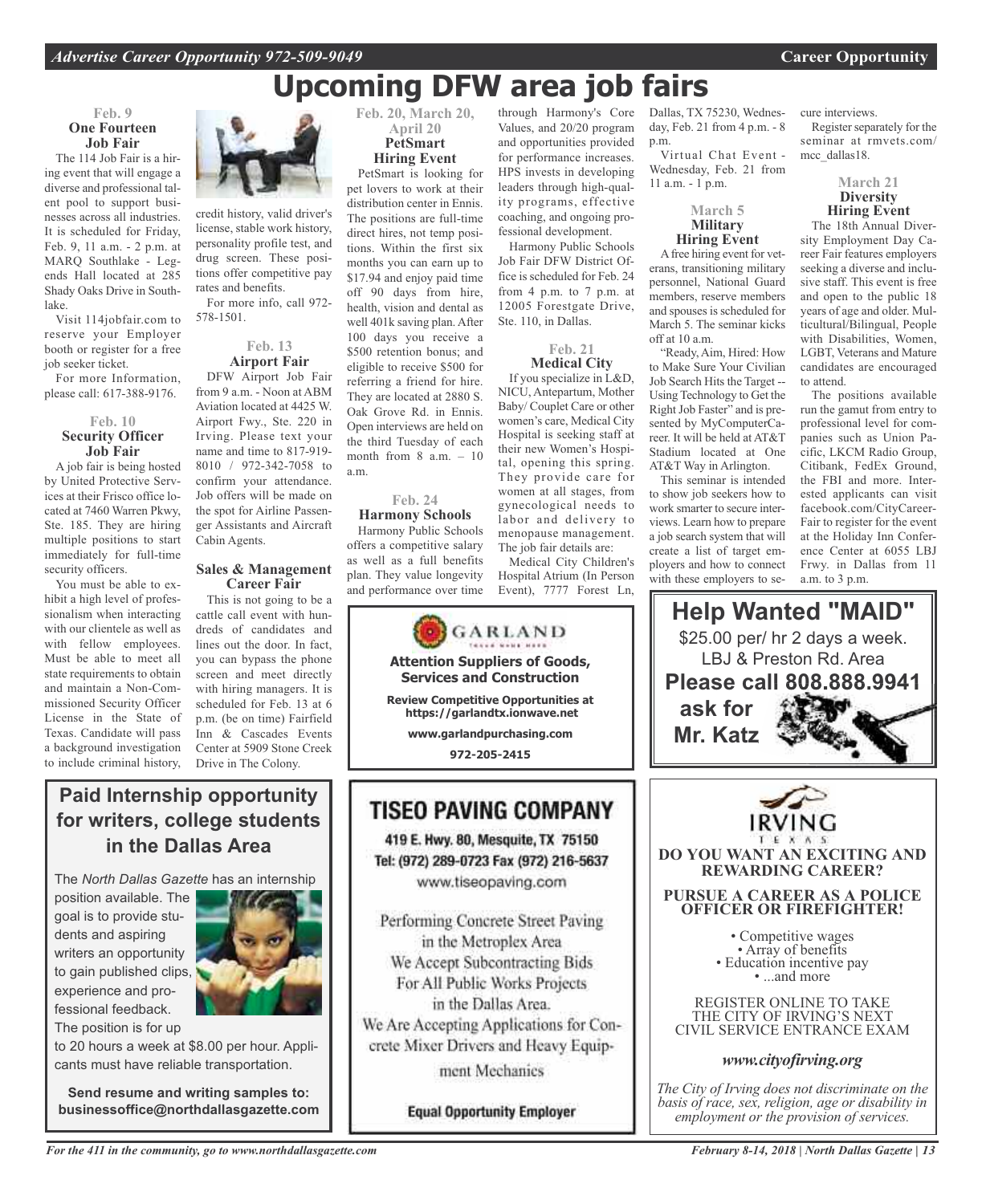# Upcoming DFW area job fairs

### Feb. 9
### One Fourteen Job Fair

The 114 Job Fair is a hiring event that will engage a diverse and professional talent pool to support businesses across all industries. It is scheduled for Friday, Feb. 9, 11 a.m. - 2 p.m. at MARQ Southlake - Legends Hall located at 285 Shady Oaks Drive in Southlake.

Visit 114jobfair.com to reserve your Employer booth or register for a free job seeker ticket.

For more Information, please call: 617-388-9176.

### Feb. 10
### Security Officer Job Fair

A job fair is being hosted by United Protective Services at their Frisco office located at 7460 Warren Pkwy, Ste. 185. They are hiring multiple positions to start immediately for full-time security officers.

You must be able to exhibit a high level of professionalism when interacting with our clientele as well as with fellow employees. Must be able to meet all state requirements to obtain and maintain a Non-Commissioned Security Officer License in the State of Texas. Candidate will pass a background investigation to include criminal history, credit history, valid driver's license, stable work history, personality profile test, and drug screen. These positions offer competitive pay rates and benefits.

For more info, call 972-578-1501.

### Feb. 13
### Airport Fair

DFW Airport Job Fair from 9 a.m. - Noon at ABM Aviation located at 4425 W. Airport Fwy., Ste. 220 in Irving. Please text your name and time to 817-919-8010 / 972-342-7058 to confirm your attendance. Job offers will be made on the spot for Airline Passenger Assistants and Aircraft Cabin Agents.

### Sales & Management Career Fair

This is not going to be a cattle call event with hundreds of candidates and lines out the door. In fact, you can bypass the phone screen and meet directly with hiring managers. It is scheduled for Feb. 13 at 6 p.m. (be on time) Fairfield Inn & Cascades Events Center at 5909 Stone Creek Drive in The Colony.

### Feb. 20, March 20, April 20
### PetSmart Hiring Event

PetSmart is looking for pet lovers to work at their distribution center in Ennis. The positions are full-time direct hires, not temp positions. Within the first six months you can earn up to $17.94 and enjoy paid time off 90 days from hire, health, vision and dental as well 401k saving plan. After 100 days you receive a $500 retention bonus; and eligible to receive $500 for referring a friend for hire. They are located at 2880 S. Oak Grove Rd. in Ennis. Open interviews are held on the third Tuesday of each month from 8 a.m. – 10 a.m.

### Feb. 24
### Harmony Schools

Harmony Public Schools offers a competitive salary as well as a full benefits plan. They value longevity and performance over time through Harmony's Core Values, and 20/20 program and opportunities provided for performance increases. HPS invests in developing leaders through high-quality programs, effective coaching, and ongoing professional development.

Harmony Public Schools Job Fair DFW District Office is scheduled for Feb. 24 from 4 p.m. to 7 p.m. at 12005 Forestgate Drive, Ste. 110, in Dallas.

### Feb. 21
### Medical City

If you specialize in L&D, NICU, Antepartum, Mother Baby/ Couplet Care or other women's care, Medical City Hospital is seeking staff at their new Women's Hospital, opening this spring. They provide care for women at all stages, from gynecological needs to labor and delivery to menopause management. The job fair details are:

Medical City Children's Hospital Atrium (In Person Event), 7777 Forest Ln, Dallas, TX 75230, Wednesday, Feb. 21 from 4 p.m. - 8 p.m.

Virtual Chat Event - Wednesday, Feb. 21 from 11 a.m. - 1 p.m.

### March 5
### Military Hiring Event

A free hiring event for veterans, transitioning military personnel, National Guard members, reserve members and spouses is scheduled for March 5. The seminar kicks off at 10 a.m.

"Ready, Aim, Hired: How to Make Sure Your Civilian Job Search Hits the Target -- Using Technology to Get the Right Job Faster" and is presented by MyComputerCareer. It will be held at AT&T Stadium located at One AT&T Way in Arlington.

This seminar is intended to show job seekers how to work smarter to secure interviews. Learn how to prepare a job search system that will create a list of target employers and how to connect with these employers to secure interviews.

Register separately for the seminar at rmvets.com/mcc_dallas18.

### March 21
### Diversity Hiring Event

The 18th Annual Diversity Employment Day Career Fair features employers seeking a diverse and inclusive staff. This event is free and open to the public 18 years of age and older. Multicultural/Bilingual, People with Disabilities, Women, LGBT, Veterans and Mature candidates are encouraged to attend.

The positions available run the gamut from entry to professional level for companies such as Union Pacific, LKCM Radio Group, Citibank, FedEx Ground, the FBI and more. Interested applicants can visit facebook.com/CityCareerFair to register for the event at the Holiday Inn Conference Center at 6055 LBJ Frwy. in Dallas from 11 a.m. to 3 p.m.

---

## Help Wanted "MAID"

$25.00 per/ hr 2 days a week.
LBJ & Preston Rd. Area

**Please call 808.888.9941 ask for Mr. Katz**

---

**GARLAND**

**Attention Suppliers of Goods, Services and Construction**

**Review Competitive Opportunities at https://garlandtx.ionwave.net**

**www.garlandpurchasing.com**

**972-205-2415**

---

## TISEO PAVING COMPANY

**419 E. Hwy. 80, Mesquite, TX 75150**
**Tel: (972) 289-0723 Fax (972) 216-5637**
www.tiseopaving.com

Performing Concrete Street Paving in the Metroplex Area
We Accept Subcontracting Bids For All Public Works Projects in the Dallas Area.
We Are Accepting Applications for Concrete Mixer Drivers and Heavy Equipment Mechanics

**Equal Opportunity Employer**

---

## Paid Internship opportunity for writers, college students in the Dallas Area

The *North Dallas Gazette* has an internship position available. The goal is to provide students and aspiring writers an opportunity to gain published clips, experience and professional feedback. The position is for up to 20 hours a week at $8.00 per hour. Applicants must have reliable transportation.

**Send resume and writing samples to: businessoffice@northdallasgazette.com**

---

**IRVING TEXAS**

**DO YOU WANT AN EXCITING AND REWARDING CAREER?**

**PURSUE A CAREER AS A POLICE OFFICER OR FIREFIGHTER!**

- Competitive wages
- Array of benefits
- Education incentive pay
- ...and more

REGISTER ONLINE TO TAKE THE CITY OF IRVING'S NEXT CIVIL SERVICE ENTRANCE EXAM

***www.cityofirving.org***

*The City of Irving does not discriminate on the basis of race, sex, religion, age or disability in employment or the provision of services.*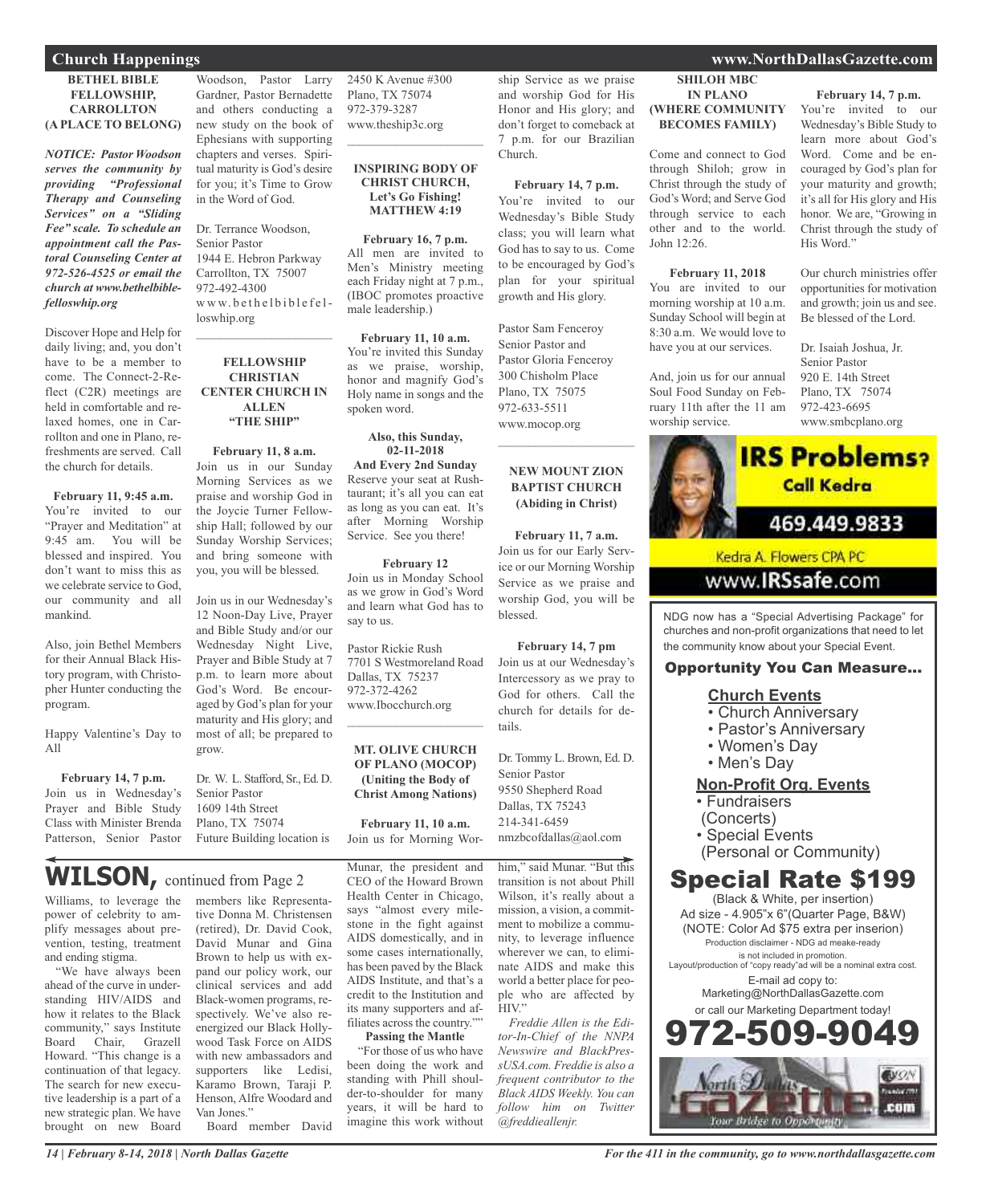## Church Happenings

### BETHEL BIBLE FELLOWSHIP, CARROLLTON (A PLACE TO BELONG)

***NOTICE: Pastor Woodson serves the community by providing "Professional Therapy and Counseling Services" on a "Sliding Fee" scale. To schedule an appointment call the Pastoral Counseling Center at 972-526-4525 or email the church at www.bethelbiblefelloswhip.org***

Discover Hope and Help for daily living; and, you don't have to be a member to come. The Connect-2-Reflect (C2R) meetings are held in comfortable and relaxed homes, one in Carrollton and one in Plano, refreshments are served. Call the church for details.

**February 11, 9:45 a.m.**
You're invited to our "Prayer and Meditation" at 9:45 am. You will be blessed and inspired. You don't want to miss this as we celebrate service to God, our community and all mankind.

Also, join Bethel Members for their Annual Black History program, with Christopher Hunter conducting the program.

Happy Valentine's Day to All

**February 14, 7 p.m.**
Join us in Wednesday's Prayer and Bible Study Class with Minister Brenda Patterson, Senior Pastor Woodson, Pastor Larry Gardner, Pastor Bernadette and others conducting a new study on the book of Ephesians with supporting chapters and verses. Spiritual maturity is God's desire for you; it's Time to Grow in the Word of God.

Dr. Terrance Woodson,
Senior Pastor
1944 E. Hebron Parkway
Carrollton, TX 75007
972-492-4300
www.bethelbiblefelloswhip.org

---

### FELLOWSHIP CHRISTIAN CENTER CHURCH IN ALLEN "THE SHIP"

**February 11, 8 a.m.**
Join us in our Sunday Morning Services as we praise and worship God in the Joycie Turner Fellowship Hall; followed by our Sunday Worship Services; and bring someone with you, you will be blessed.

Join us in our Wednesday's 12 Noon-Day Live, Prayer and Bible Study and/or our Wednesday Night Live, Prayer and Bible Study at 7 p.m. to learn more about God's Word. Be encouraged by God's plan for your maturity and His glory; and most of all; be prepared to grow.

Dr. W. L. Stafford, Sr., Ed. D.
Senior Pastor
1609 14th Street
Plano, TX 75074
Future Building location is
2450 K Avenue #300
Plano, TX 75074
972-379-3287
www.theship3c.org

---

### INSPIRING BODY OF CHRIST CHURCH, Let's Go Fishing! MATTHEW 4:19

**February 16, 7 p.m.**
All men are invited to Men's Ministry meeting each Friday night at 7 p.m., (IBOC promotes proactive male leadership.)

**February 11, 10 a.m.**
You're invited this Sunday as we praise, worship, honor and magnify God's Holy name in songs and the spoken word.

**Also, this Sunday, 02-11-2018**
**And Every 2nd Sunday**
Reserve your seat at Rushtaurant; it's all you can eat as long as you can eat. It's after Morning Worship Service. See you there!

**February 12**
Join us in Monday School as we grow in God's Word and learn what God has to say to us.

Pastor Rickie Rush
7701 S Westmoreland Road
Dallas, TX 75237
972-372-4262
www.Ibocchurch.org

---

### MT. OLIVE CHURCH OF PLANO (MOCOP) (Uniting the Body of Christ Among Nations)

**February 11, 10 a.m.**
Join us for Morning Worship Service as we praise and worship God for His Honor and His glory; and don't forget to comeback at 7 p.m. for our Brazilian Church.

**February 14, 7 p.m.**
You're invited to our Wednesday's Bible Study class; you will learn what God has to say to us. Come to be encouraged by God's plan for your spiritual growth and His glory.

Pastor Sam Fenceroy
Senior Pastor and
Pastor Gloria Fenceroy
300 Chisholm Place
Plano, TX 75075
972-633-5511
www.mocop.org

---

### NEW MOUNT ZION BAPTIST CHURCH (Abiding in Christ)

**February 11, 7 a.m.**
Join us for our Early Service or our Morning Worship Service as we praise and worship God, you will be blessed.

**February 14, 7 pm**
Join us at our Wednesday's Intercessory as we pray to God for others. Call the church for details for details.

Dr. Tommy L. Brown, Ed. D.
Senior Pastor
9550 Shepherd Road
Dallas, TX 75243
214-341-6459
nmzbcofdallas@aol.com

---

### SHILOH MBC IN PLANO (WHERE COMMUNITY BECOMES FAMILY)

Come and connect to God through Shiloh; grow in Christ through the study of God's Word; and Serve God through service to each other and to the world. John 12:26.

**February 11, 2018**
You are invited to our morning worship at 10 a.m. Sunday School will begin at 8:30 a.m. We would love to have you at our services.

And, join us for our annual Soul Food Sunday on February 11th after the 11 am worship service.

**February 14, 7 p.m.**
You're invited to our Wednesday's Bible Study to learn more about God's Word. Come and be encouraged by God's plan for your maturity and growth; it's all for His glory and His honor. We are, "Growing in Christ through the study of His Word."

Our church ministries offer opportunities for motivation and growth; join us and see. Be blessed of the Lord.

Dr. Isaiah Joshua, Jr.
Senior Pastor
920 E. 14th Street
Plano, TX 75074
972-423-6695
www.smbcplano.org

---

**IRS Problems? Call Kedra**
469.449.9833
Kedra A. Flowers CPA PC
www.IRSsafe.com

---

NDG now has a "Special Advertising Package" for churches and non-profit organizations that need to let the community know about your Special Event.

**Opportunity You Can Measure...**

**Church Events**
- Church Anniversary
- Pastor's Anniversary
- Women's Day
- Men's Day

**Non-Profit Org. Events**
- Fundraisers (Concerts)
- Special Events (Personal or Community)

**Special Rate $199**
(Black & White, per insertion)
Ad size - 4.905"x 6"(Quarter Page, B&W)
(NOTE: Color Ad $75 extra per inserion)
Production disclaimer - NDG ad meake-ready is not included in promotion.
Layout/production of "copy ready"ad will be a nominal extra cost.
E-mail ad copy to:
Marketing@NorthDallasGazette.com
or call our Marketing Department today!
**972-509-9049**

North Dallas Gazette .com — Your Bridge to Opportunity

---

## WILSON, continued from Page 2

Williams, to leverage the power of celebrity to amplify messages about prevention, testing, treatment and ending stigma.

"We have always been ahead of the curve in understanding HIV/AIDS and how it relates to the Black community," says Institute Board Chair, Grazell Howard. "This change is a continuation of that legacy. The search for new executive leadership is a part of a new strategic plan. We have brought on new Board members like Representative Donna M. Christensen (retired), Dr. David Cook, David Munar and Gina Brown to help us with expand our policy work, our clinical services and add Black-women programs, respectively. We've also reenergized our Black Hollywood Task Force on AIDS with new ambassadors and supporters like Ledisi, Karamo Brown, Taraji P. Henson, Alfre Woodard and Van Jones."

Board member David Munar, the president and CEO of the Howard Brown Health Center in Chicago, says "almost every milestone in the fight against AIDS domestically, and in some cases internationally, has been paved by the Black AIDS Institute, and that's a credit to the Institution and its many supporters and affiliates across the country.""

**Passing the Mantle**

"For those of us who have been doing the work and standing with Phill shoulder-to-shoulder for many years, it will be hard to imagine this work without him," said Munar. "But this transition is not about Phill Wilson, it's really about a mission, a vision, a commitment to mobilize a community, to leverage influence wherever we can, to eliminate AIDS and make this world a better place for people who are affected by HIV."

*Freddie Allen is the Editor-In-Chief of the NNPA Newswire and BlackPressUSA.com. Freddie is also a frequent contributor to the Black AIDS Weekly. You can follow him on Twitter @freddieallenjr.*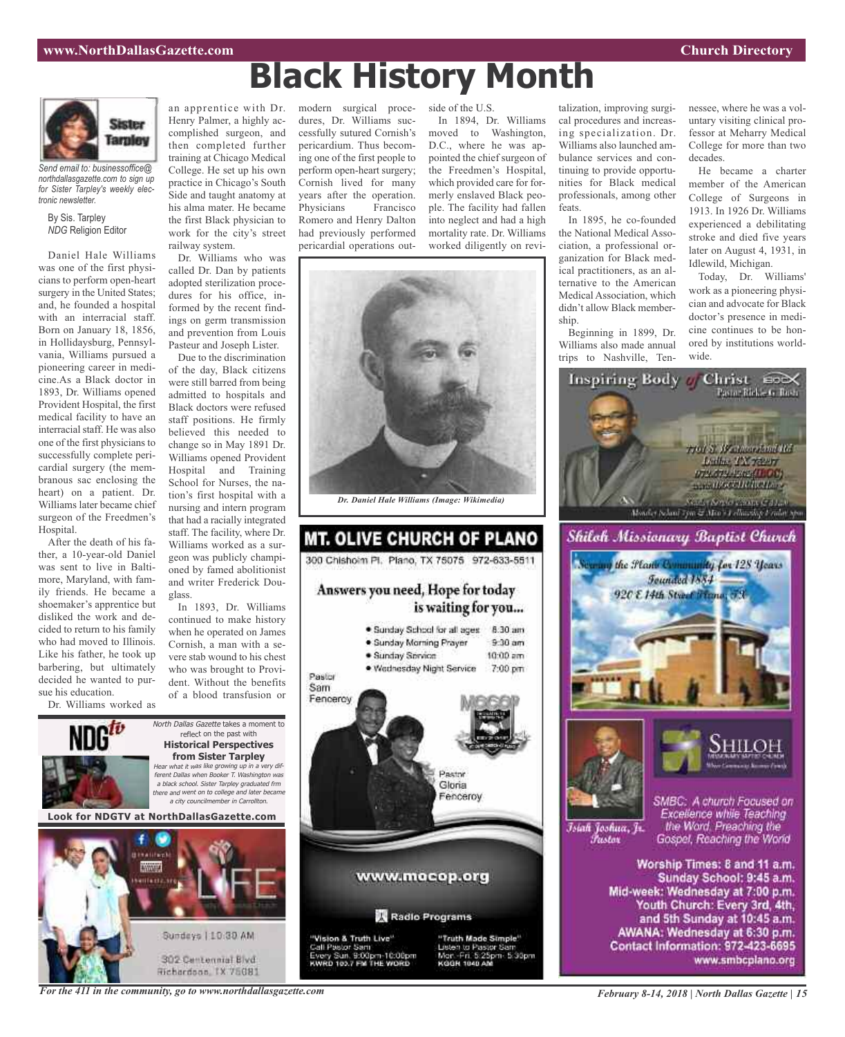# Black History Month

*Send email to: businessoffice@northdallasgazette.com to sign up for Sister Tarpley's weekly electronic newsletter.*

By Sis. Tarpley
*NDG* Religion Editor

Daniel Hale Williams was one of the first physicians to perform open-heart surgery in the United States; and, he founded a hospital with an interracial staff. Born on January 18, 1856, in Hollidaysburg, Pennsylvania, Williams pursued a pioneering career in medicine.As a Black doctor in 1893, Dr. Williams opened Provident Hospital, the first medical facility to have an interracial staff. He was also one of the first physicians to successfully complete pericardial surgery (the membranous sac enclosing the heart) on a patient. Dr. Williams later became chief surgeon of the Freedmen's Hospital.

After the death of his father, a 10-year-old Daniel was sent to live in Baltimore, Maryland, with family friends. He became a shoemaker's apprentice but disliked the work and decided to return to his family who had moved to Illinois. Like his father, he took up barbering, but ultimately decided he wanted to pursue his education.

Dr. Williams worked as an apprentice with Dr. Henry Palmer, a highly accomplished surgeon, and then completed further training at Chicago Medical College. He set up his own practice in Chicago's South Side and taught anatomy at his alma mater. He became the first Black physician to work for the city's street railway system.

Dr. Williams who was called Dr. Dan by patients adopted sterilization procedures for his office, informed by the recent findings on germ transmission and prevention from Louis Pasteur and Joseph Lister.

Due to the discrimination of the day, Black citizens were still barred from being admitted to hospitals and Black doctors were refused staff positions. He firmly believed this needed to change so in May 1891 Dr. Williams opened Provident Hospital and Training School for Nurses, the nation's first hospital with a nursing and intern program that had a racially integrated staff. The facility, where Dr. Williams worked as a surgeon was publicly championed by famed abolitionist and writer Frederick Douglass.

In 1893, Dr. Williams continued to make history when he operated on James Cornish, a man with a severe stab wound to his chest who was brought to Provident. Without the benefits of a blood transfusion or modern surgical procedures, Dr. Williams successfully sutured Cornish's pericardium. Thus becoming one of the first people to perform open-heart surgery; Cornish lived for many years after the operation. Physicians Francisco Romero and Henry Dalton had previously performed pericardial operations outside of the U.S.

In 1894, Dr. Williams moved to Washington, D.C., where he was appointed the chief surgeon of the Freedmen's Hospital, which provided care for formerly enslaved Black people. The facility had fallen into neglect and had a high mortality rate. Dr. Williams worked diligently on revitalization, improving surgical procedures and increasing specialization. Dr. Williams also launched ambulance services and continuing to provide opportunities for Black medical professionals, among other feats.

In 1895, he co-founded the National Medical Association, a professional organization for Black medical practitioners, as an alternative to the American Medical Association, which didn't allow Black membership.

Beginning in 1899, Dr. Williams also made annual trips to Nashville, Tennessee, where he was a voluntary visiting clinical professor at Meharry Medical College for more than two decades.

He became a charter member of the American College of Surgeons in 1913. In 1926 Dr. Williams experienced a debilitating stroke and died five years later on August 4, 1931, in Idlewild, Michigan.

Today, Dr. Williams' work as a pioneering physician and advocate for Black doctor's presence in medicine continues to be honored by institutions worldwide.

*Dr. Daniel Hale Williams (Image: Wikimedia)*

---

*North Dallas Gazette* takes a moment to reflect on the past with **Historical Perspectives from Sister Tarpley**

*Hear what it was like growing up in a very different Dallas when Booker T. Washington was a black school. Sister Tarpley graduated frm there and went on to college and later became a city councilmember in Carrollton.*

**Look for NDGTV at NorthDallasGazette.com**

---

LIFE — Sundays | 10:30 AM — 302 Centennial Blvd, Richardson, TX 75081

---

## MT. OLIVE CHURCH OF PLANO

300 Chisholm Pl. Plano, TX 75075 972-633-5511

**Answers you need, Hope for today is waiting for you...**

- Sunday School for all ages 8:30 am
- Sunday Morning Prayer 9:30 am
- Sunday Service 10:00 am
- Wednesday Night Service 7:00 pm

Pastor Sam Fenceroy — Pastor Gloria Fenceroy

www.mocop.org

Radio Programs

"Vision & Truth Live" Call Pastor Sam Every Sun. 9:00pm-10:00pm KWRD 103.7 FM THE WORD

"Truth Made Simple" Listen to Pastor Sam Mon.-Fri. 5:25pm-5:30pm KGGR 1040 AM

---

## Inspiring Body of Christ

Pastor Rickie G. Rush

7701 S. Westmoreland Rd, Dallas TX 75237, 972.372.4262 (IBOC)

---

## Shiloh Missionary Baptist Church

Serving the Plano Community for 128 Years — Founded 1884

920 E 14th Street Plano, TX

Isiah Joshua, Jr. Pastor

SMBC: A church Focused on Excellence while Teaching the Word. Preaching the Gospel, Reaching the World

**Worship Times: 8 and 11 a.m.**
**Sunday School: 9:45 a.m.**
**Mid-week: Wednesday at 7:00 p.m.**
**Youth Church: Every 3rd, 4th, and 5th Sunday at 10:45 a.m.**
**AWANA: Wednesday at 6:30 p.m.**
**Contact Information: 972-423-6695**
**www.smbcplano.org**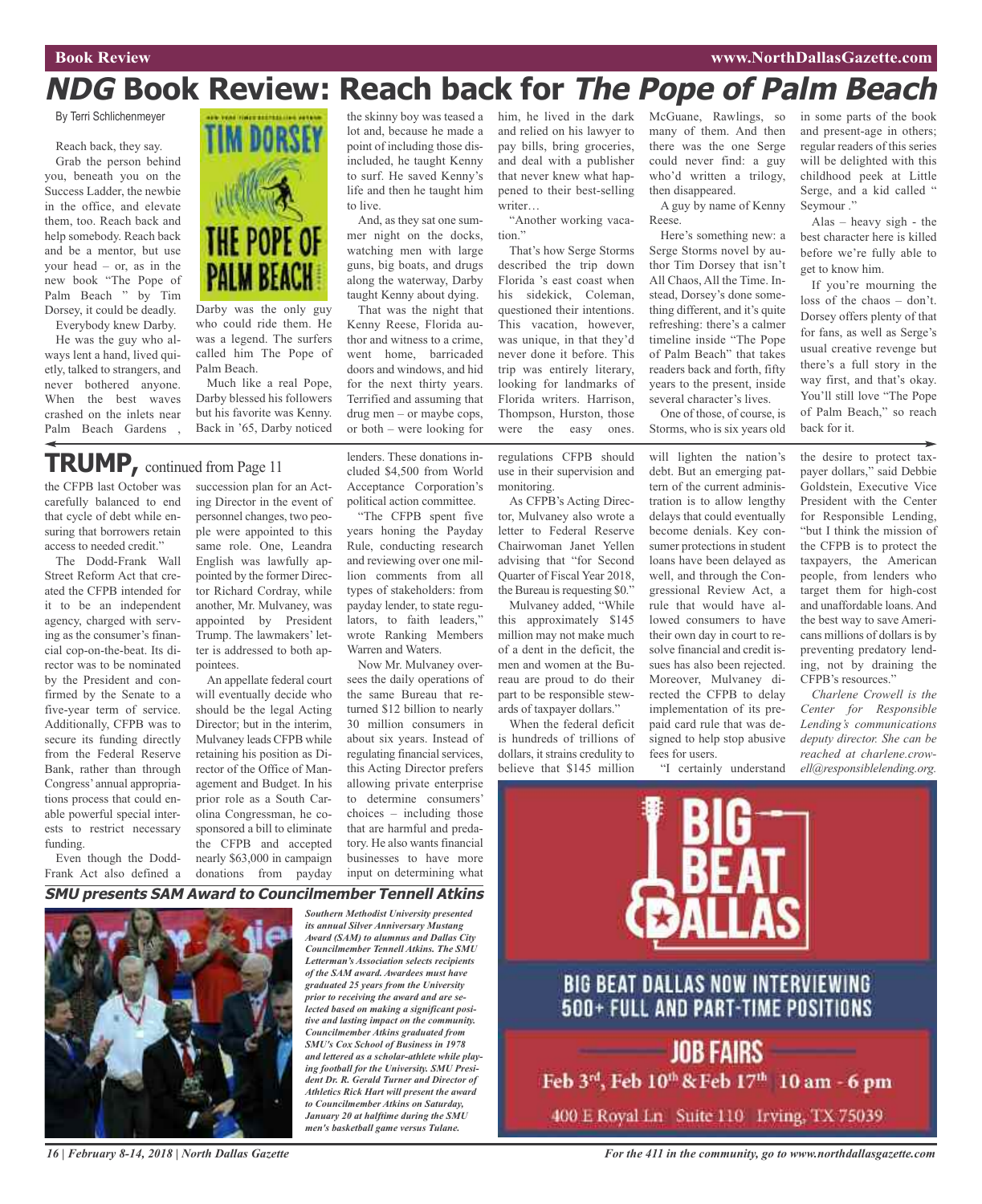# *NDG* Book Review: Reach back for *The Pope of Palm Beach*

By Terri Schlichenmeyer

Reach back, they say.

Grab the person behind you, beneath you on the Success Ladder, the newbie in the office, and elevate them, too. Reach back and help somebody. Reach back and be a mentor, but use your head – or, as in the new book "The Pope of Palm Beach " by Tim Dorsey, it could be deadly.

Everybody knew Darby.

He was the guy who always lent a hand, lived quietly, talked to strangers, and never bothered anyone. When the best waves crashed on the inlets near Palm Beach Gardens , Darby was the only guy who could ride them. He was a legend. The surfers called him The Pope of Palm Beach.

Much like a real Pope, Darby blessed his followers but his favorite was Kenny. Back in '65, Darby noticed the skinny boy was teased a lot and, because he made a point of including those disincluded, he taught Kenny to surf. He saved Kenny's life and then he taught him to live.

And, as they sat one summer night on the docks, watching men with large guns, big boats, and drugs along the waterway, Darby taught Kenny about dying.

That was the night that Kenny Reese, Florida author and witness to a crime, went home, barricaded doors and windows, and hid for the next thirty years. Terrified and assuming that drug men – or maybe cops, or both – were looking for him, he lived in the dark and relied on his lawyer to pay bills, bring groceries, and deal with a publisher that never knew what happened to their best-selling writer…

"Another working vacation."

That's how Serge Storms described the trip down Florida 's east coast when his sidekick, Coleman, questioned their intentions. This vacation, however, was unique, in that they'd never done it before. This trip was entirely literary, looking for landmarks of Florida writers. Harrison, Thompson, Hurston, those were the easy ones. McGuane, Rawlings, so many of them. And then there was the one Serge could never find: a guy who'd written a trilogy, then disappeared.

A guy by name of Kenny Reese.

Here's something new: a Serge Storms novel by author Tim Dorsey that isn't All Chaos, All the Time. Instead, Dorsey's done something different, and it's quite refreshing: there's a calmer timeline inside "The Pope of Palm Beach" that takes readers back and forth, fifty years to the present, inside several character's lives.

One of those, of course, is Storms, who is six years old in some parts of the book and present-age in others; regular readers of this series will be delighted with this childhood peek at Little Serge, and a kid called " Seymour ."

Alas – heavy sigh - the best character here is killed before we're fully able to get to know him.

If you're mourning the loss of the chaos – don't. Dorsey offers plenty of that for fans, as well as Serge's usual creative revenge but there's a full story in the way first, and that's okay. You'll still love "The Pope of Palm Beach," so reach back for it.

## TRUMP, continued from Page 11

the CFPB last October was carefully balanced to end that cycle of debt while ensuring that borrowers retain access to needed credit."

The Dodd-Frank Wall Street Reform Act that created the CFPB intended for it to be an independent agency, charged with serving as the consumer's financial cop-on-the-beat. Its director was to be nominated by the President and confirmed by the Senate to a five-year term of service. Additionally, CFPB was to secure its funding directly from the Federal Reserve Bank, rather than through Congress' annual appropriations process that could enable powerful special interests to restrict necessary funding.

Even though the Dodd-Frank Act also defined a succession plan for an Acting Director in the event of personnel changes, two people were appointed to this same role. One, Leandra English was lawfully appointed by the former Director Richard Cordray, while another, Mr. Mulvaney, was appointed by President Trump. The lawmakers' letter is addressed to both appointees.

An appellate federal court will eventually decide who should be the legal Acting Director; but in the interim, Mulvaney leads CFPB while retaining his position as Director of the Office of Management and Budget. In his prior role as a South Carolina Congressman, he cosponsored a bill to eliminate the CFPB and accepted nearly $63,000 in campaign donations from payday lenders. These donations included $4,500 from World Acceptance Corporation's political action committee.

"The CFPB spent five years honing the Payday Rule, conducting research and reviewing over one million comments from all types of stakeholders: from payday lender, to state regulators, to faith leaders," wrote Ranking Members Warren and Waters.

Now Mr. Mulvaney oversees the daily operations of the same Bureau that returned $12 billion to nearly 30 million consumers in about six years. Instead of regulating financial services, this Acting Director prefers allowing private enterprise to determine consumers' choices – including those that are harmful and predatory. He also wants financial businesses to have more input on determining what regulations CFPB should use in their supervision and monitoring.

As CFPB's Acting Director, Mulvaney also wrote a letter to Federal Reserve Chairwoman Janet Yellen advising that "for Second Quarter of Fiscal Year 2018, the Bureau is requesting $0."

Mulvaney added, "While this approximately $145 million may not make much of a dent in the deficit, the men and women at the Bureau are proud to do their part to be responsible stewards of taxpayer dollars."

When the federal deficit is hundreds of trillions of dollars, it strains credulity to believe that $145 million will lighten the nation's debt. But an emerging pattern of the current administration is to allow lengthy delays that could eventually become denials. Key consumer protections in student loans have been delayed as well, and through the Congressional Review Act, a rule that would have allowed consumers to have their own day in court to resolve financial and credit issues has also been rejected. Moreover, Mulvaney directed the CFPB to delay implementation of its prepaid card rule that was designed to help stop abusive fees for users.

"I certainly understand the desire to protect taxpayer dollars," said Debbie Goldstein, Executive Vice President with the Center for Responsible Lending, "but I think the mission of the CFPB is to protect the taxpayers, the American people, from lenders who target them for high-cost and unaffordable loans. And the best way to save Americans millions of dollars is by preventing predatory lending, not by draining the CFPB's resources."

*Charlene Crowell is the Center for Responsible Lending's communications deputy director. She can be reached at charlene.crowell@responsiblelending.org.*

## SMU presents SAM Award to Councilmember Tennell Atkins

***Southern Methodist University presented its annual Silver Anniversary Mustang Award (SAM) to alumnus and Dallas City Councilmember Tennell Atkins. The SMU Letterman's Association selects recipients of the SAM award. Awardees must have graduated 25 years from the University prior to receiving the award and are selected based on making a significant positive and lasting impact on the community. Councilmember Atkins graduated from SMU's Cox School of Business in 1978 and lettered as a scholar-athlete while playing football for the University. SMU President Dr. R. Gerald Turner and Director of Athletics Rick Hart will present the award to Councilmember Atkins on Saturday, January 20 at halftime during the SMU men's basketball game versus Tulane.***

BIG BEAT DALLAS

BIG BEAT DALLAS NOW INTERVIEWING 500+ FULL AND PART-TIME POSITIONS

JOB FAIRS

Feb 3rd, Feb 10th & Feb 17th | 10 am - 6 pm

400 E Royal Ln Suite 110 Irving, TX 75039